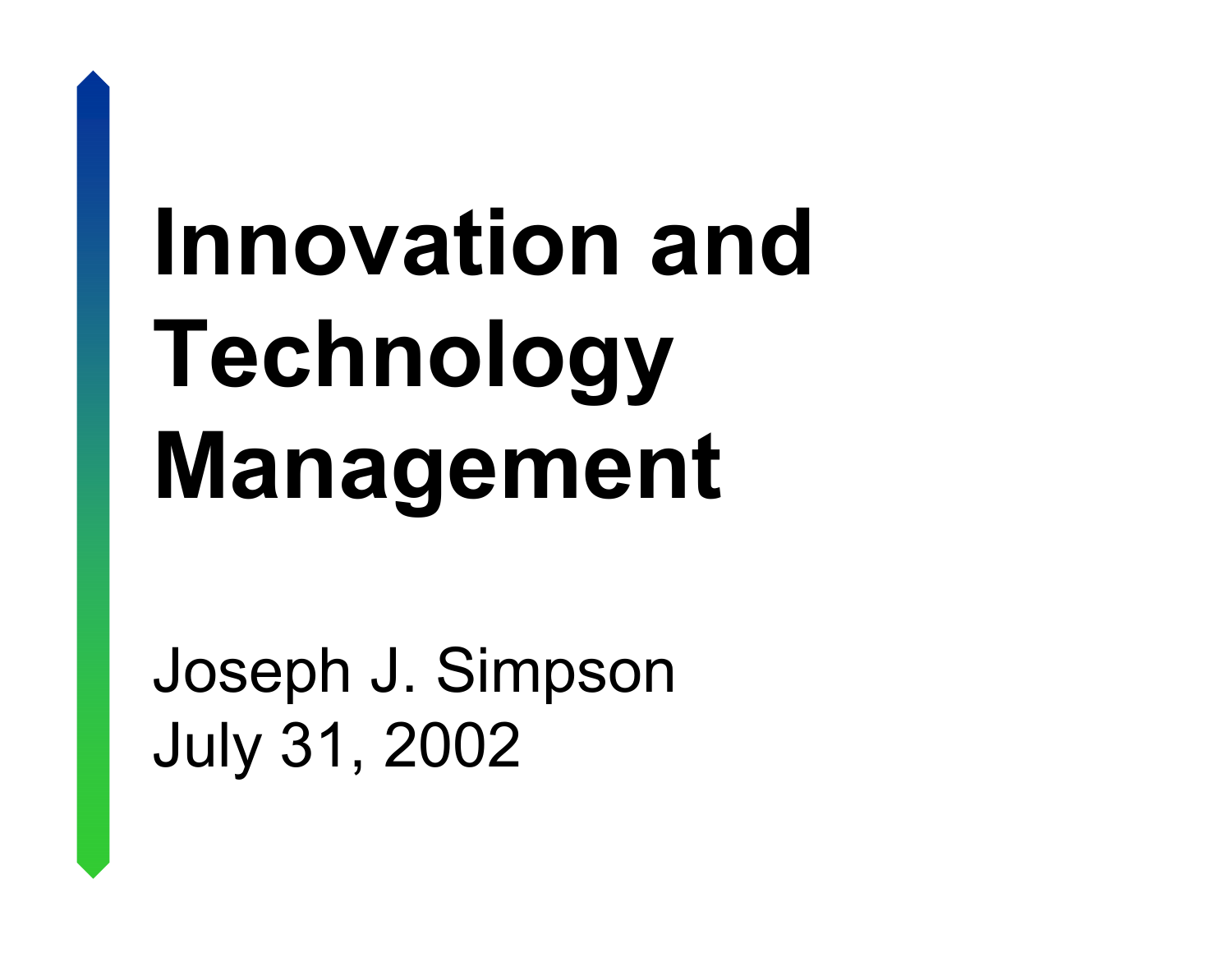# Innovation and Technology Management

Joseph J. Simpson
July 31, 2002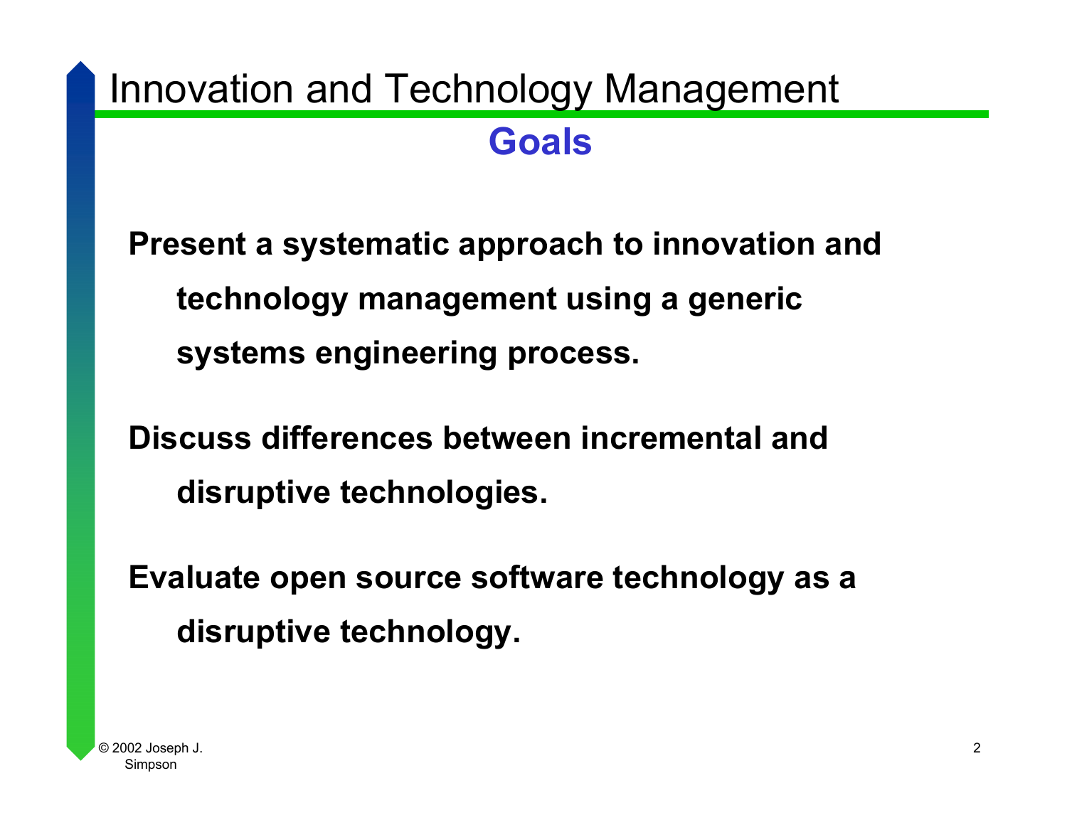# Innovation and Technology Management

## Goals

**Present a systematic approach to innovation and technology management using a generic systems engineering process.**

**Discuss differences between incremental and disruptive technologies.**

**Evaluate open source software technology as a disruptive technology.**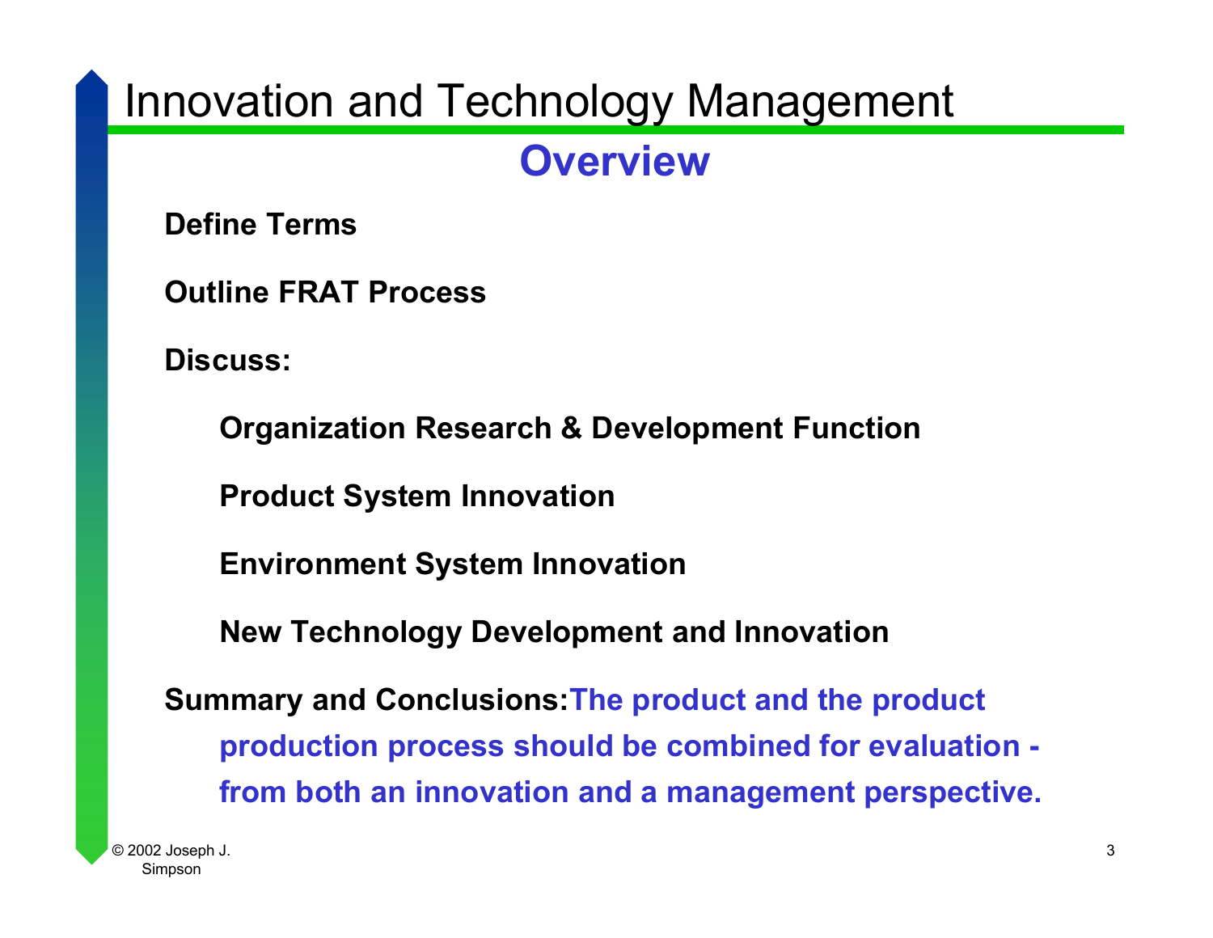# Innovation and Technology Management

## Overview

**Define Terms**

**Outline FRAT Process**

**Discuss:**

- **Organization Research & Development Function**
- **Product System Innovation**
- **Environment System Innovation**
- **New Technology Development and Innovation**

**Summary and Conclusions:** **The product and the product production process should be combined for evaluation - from both an innovation and a management perspective.**

© 2002 Joseph J. Simpson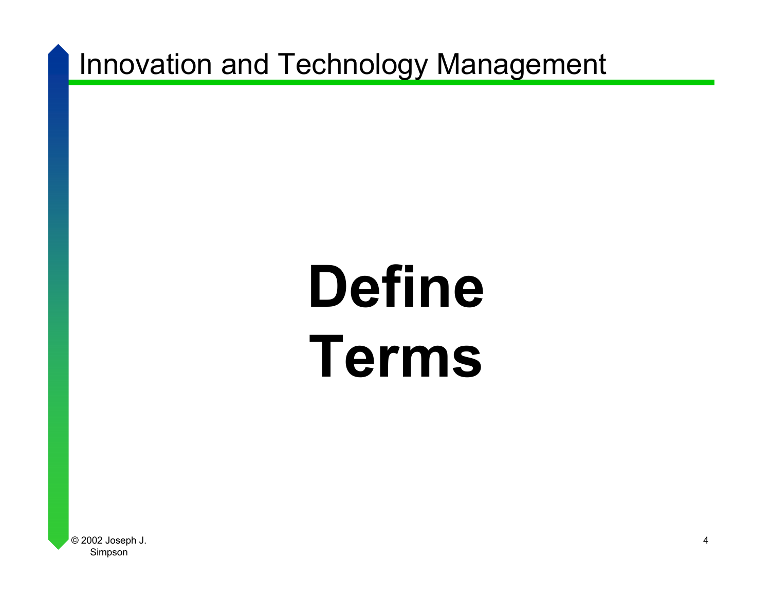# Define Terms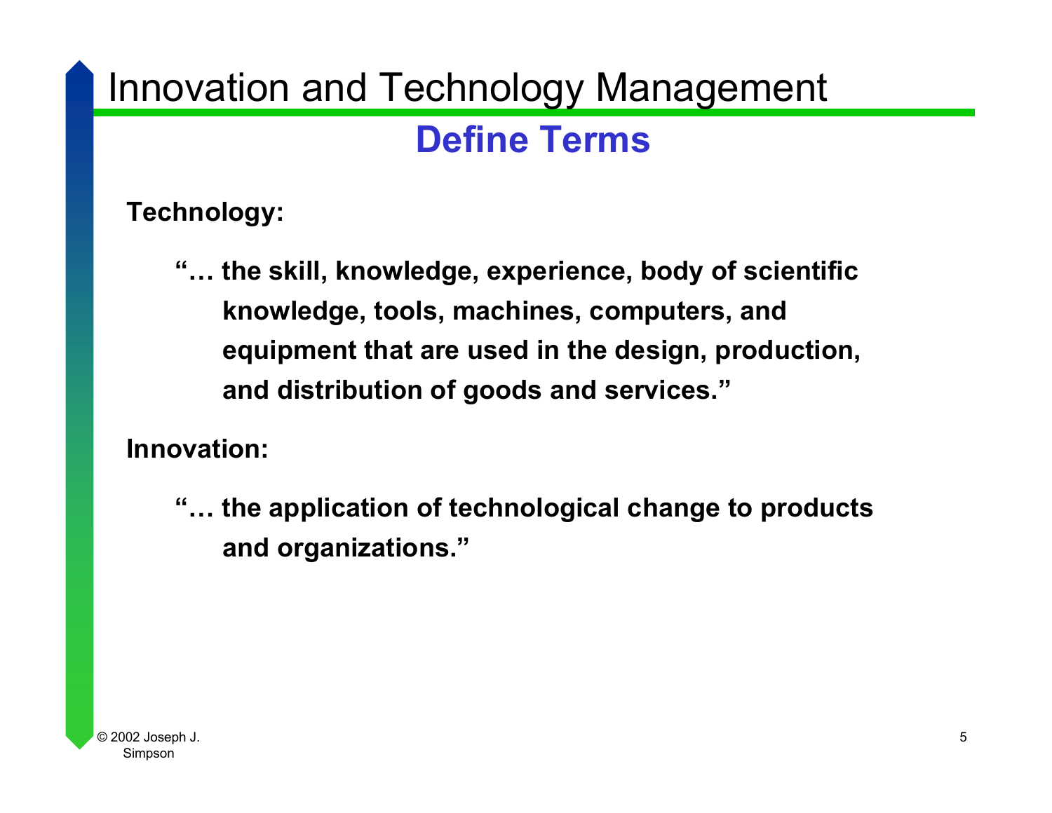# Innovation and Technology Management

## Define Terms

**Technology:**

> **"… the skill, knowledge, experience, body of scientific knowledge, tools, machines, computers, and equipment that are used in the design, production, and distribution of goods and services."**

**Innovation:**

> **"… the application of technological change to products and organizations."**

© 2002 Joseph J. Simpson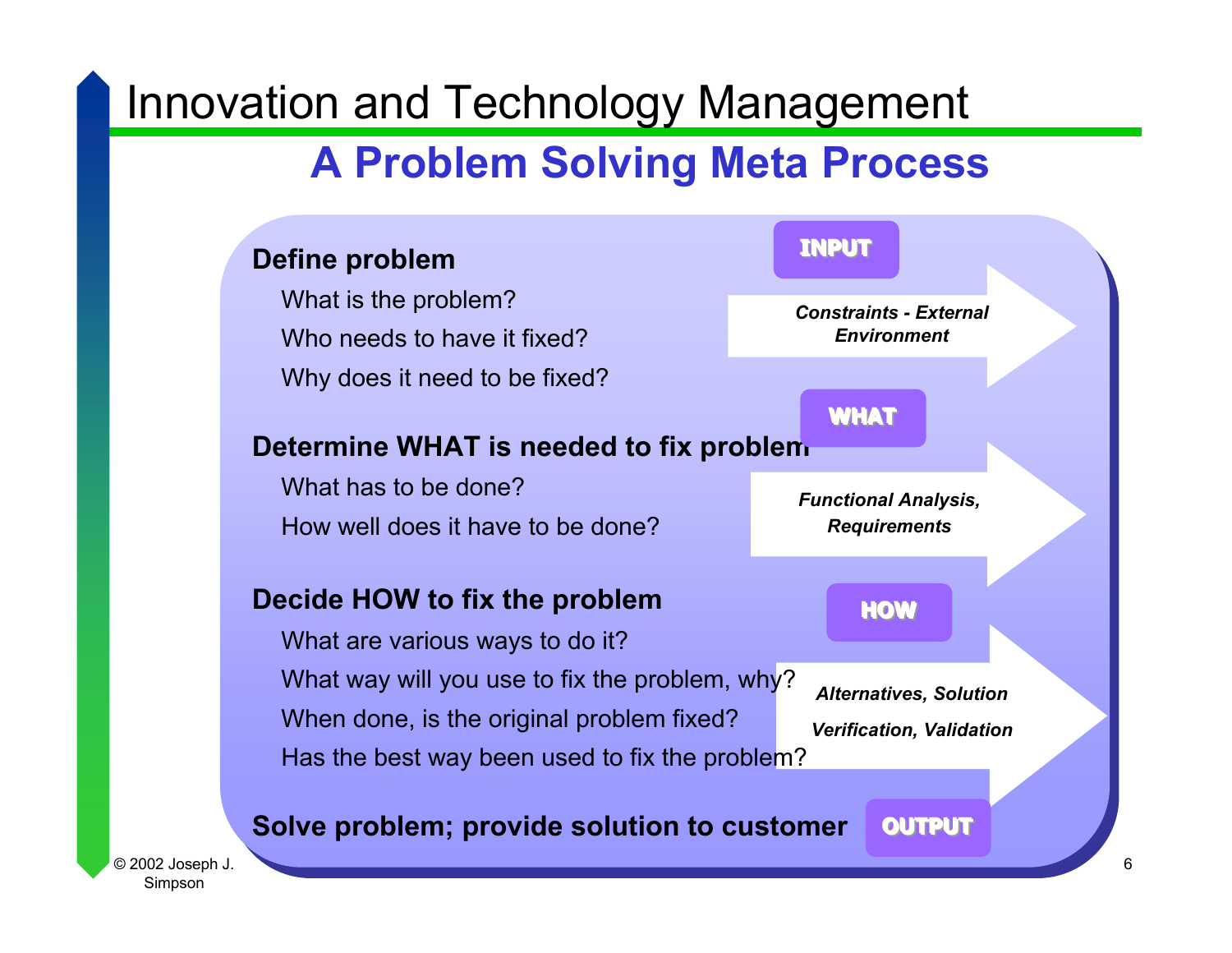# Innovation and Technology Management

## A Problem Solving Meta Process

**INPUT**

*Constraints - External Environment*

**Define problem**

- What is the problem?
- Who needs to have it fixed?
- Why does it need to be fixed?

**WHAT**

*Functional Analysis, Requirements*

**Determine WHAT is needed to fix problem**

- What has to be done?
- How well does it have to be done?

**HOW**

*Alternatives, Solution*

*Verification, Validation*

**Decide HOW to fix the problem**

- What are various ways to do it?
- What way will you use to fix the problem, why?
- When done, is the original problem fixed?
- Has the best way been used to fix the problem?

**Solve problem; provide solution to customer**

**OUTPUT**

© 2002 Joseph J. Simpson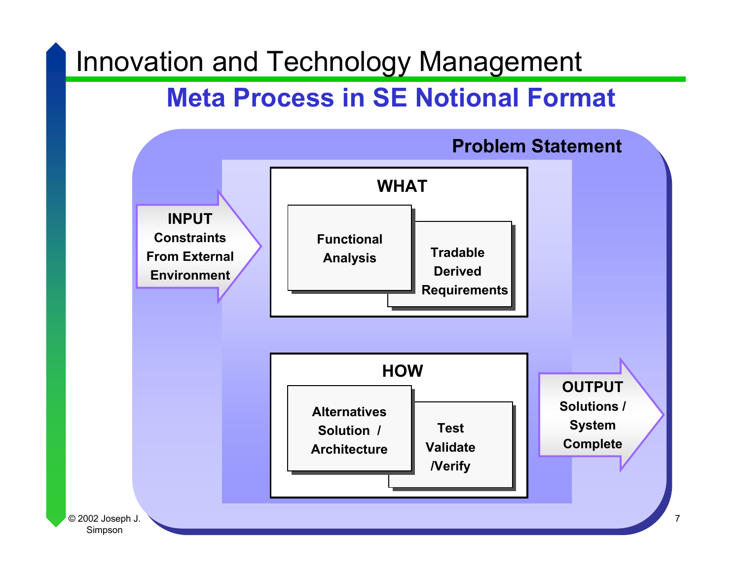# Innovation and Technology Management

## Meta Process in SE Notional Format

**Problem Statement**

**INPUT**
Constraints From External Environment

**WHAT**
- Functional Analysis
- Tradable Derived Requirements

**HOW**
- Alternatives Solution / Architecture
- Test Validate /Verify

**OUTPUT**
Solutions / System Complete

© 2002 Joseph J. Simpson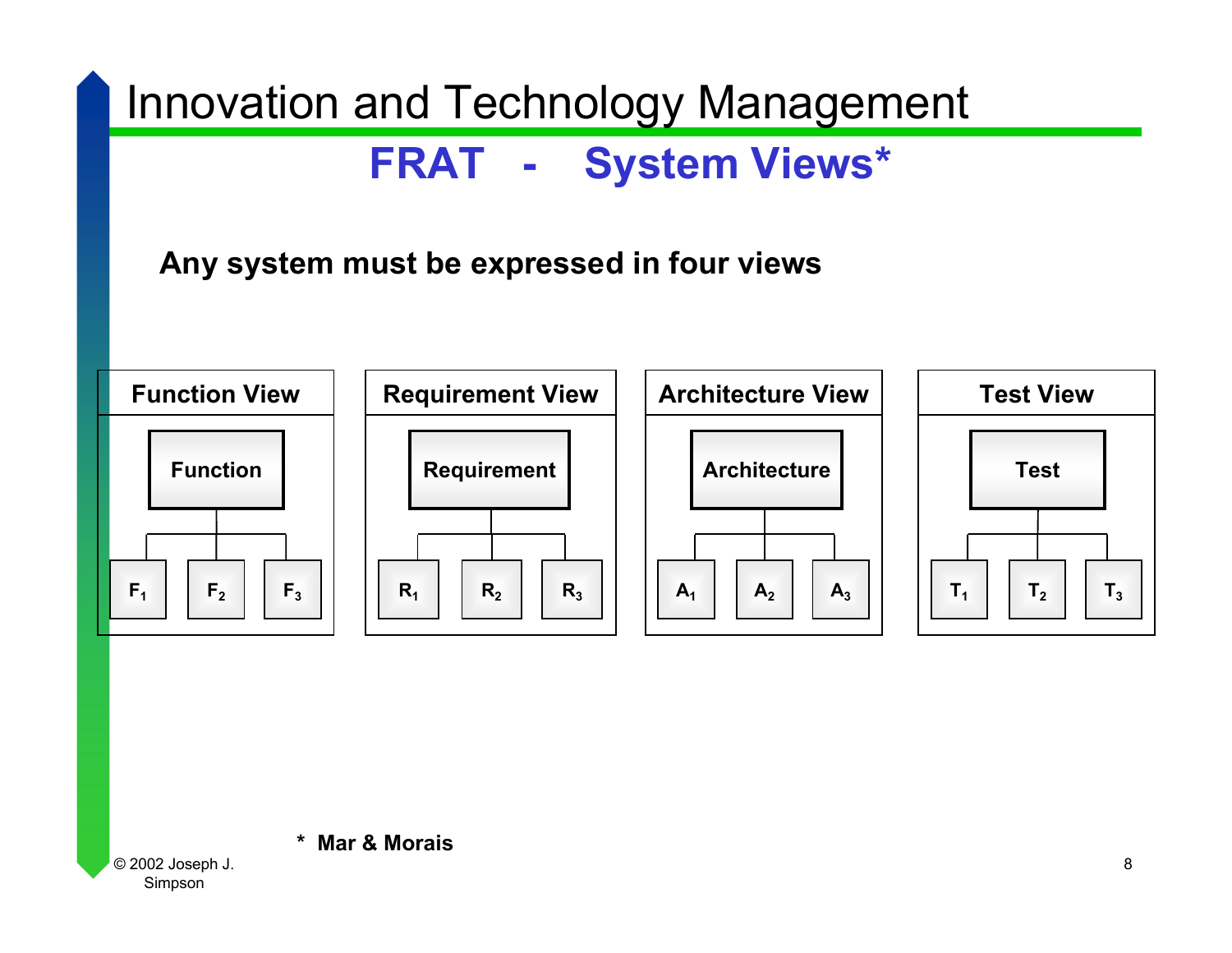# Innovation and Technology Management

## FRAT - System Views*

**Any system must be expressed in four views**

**Function View**

- Function
  - $F_1$
  - $F_2$
  - $F_3$

**Requirement View**

- Requirement
  - $R_1$
  - $R_2$
  - $R_3$

**Architecture View**

- Architecture
  - $A_1$
  - $A_2$
  - $A_3$

**Test View**

- Test
  - $T_1$
  - $T_2$
  - $T_3$

\* **Mar & Morais**

© 2002 Joseph J. Simpson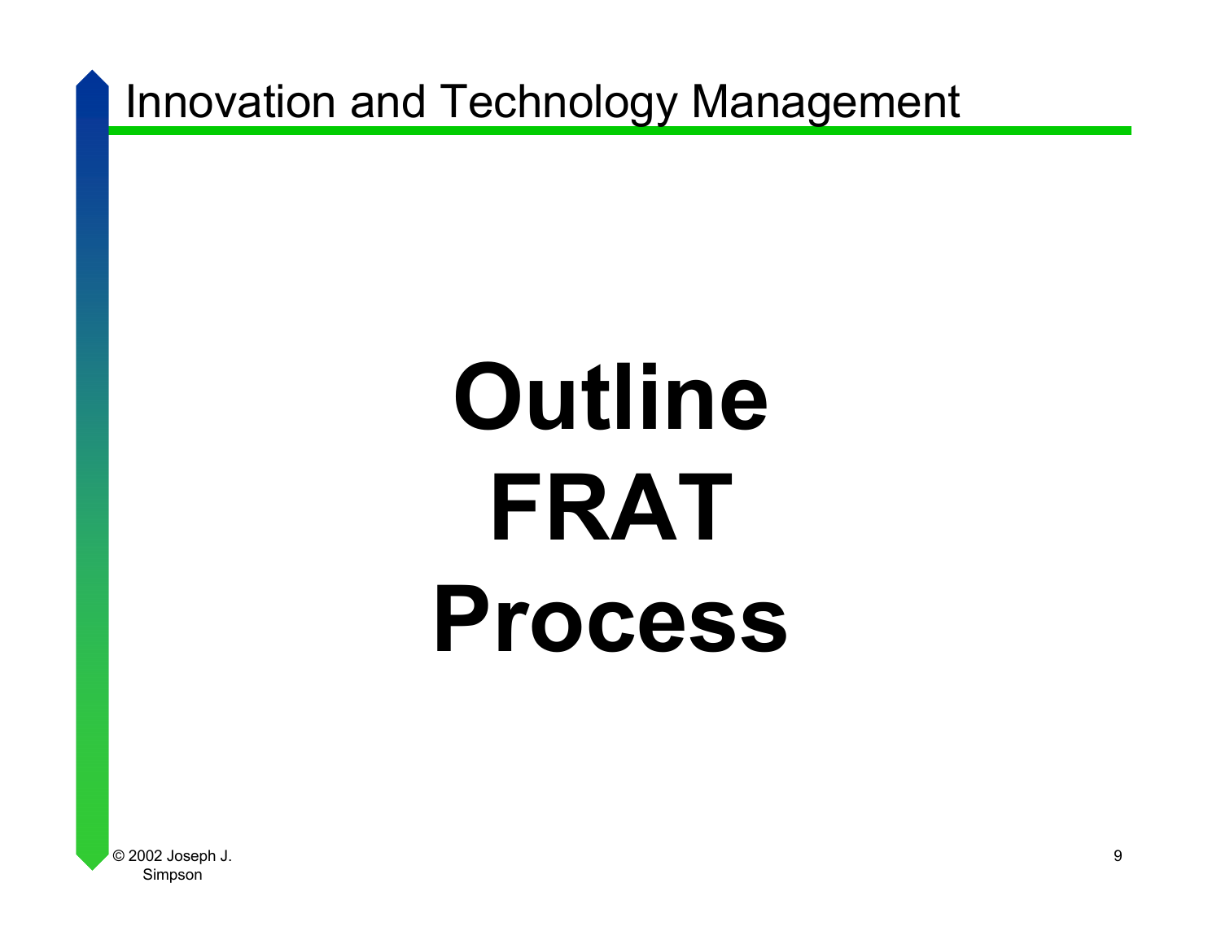# Outline FRAT Process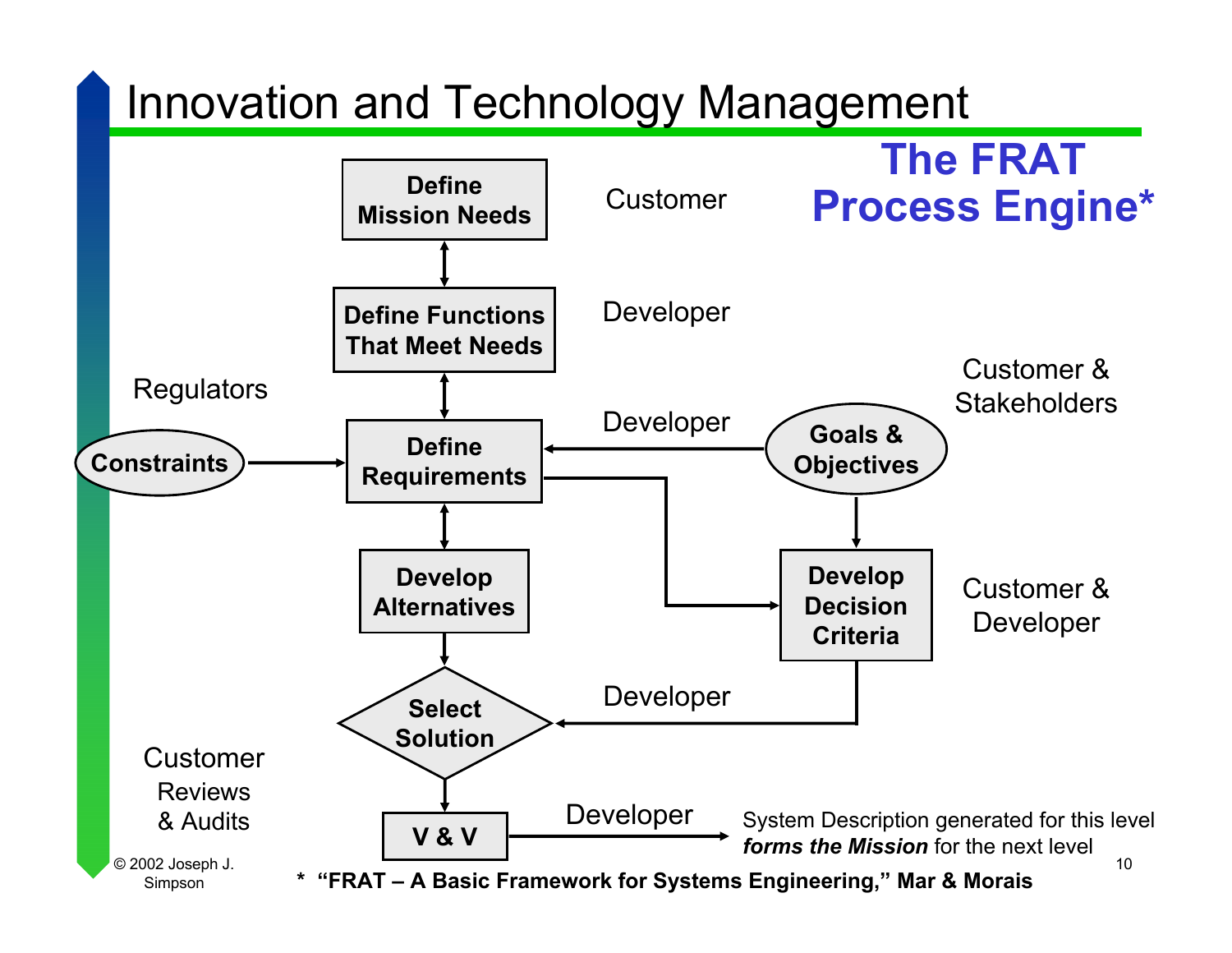# Innovation and Technology Management

## The FRAT Process Engine*

- **Define Mission Needs** — Customer
- **Define Functions That Meet Needs** — Developer
- **Define Requirements** — Developer
  - **Constraints** — Regulators
  - **Goals & Objectives** — Customer & Stakeholders
- **Develop Alternatives**
- **Develop Decision Criteria** — Customer & Developer
- **Select Solution** — Developer
- **V & V** — Developer

Customer Reviews & Audits

System Description generated for this level ***forms the Mission*** for the next level

© 2002 Joseph J. Simpson

**\* "FRAT – A Basic Framework for Systems Engineering," Mar & Morais**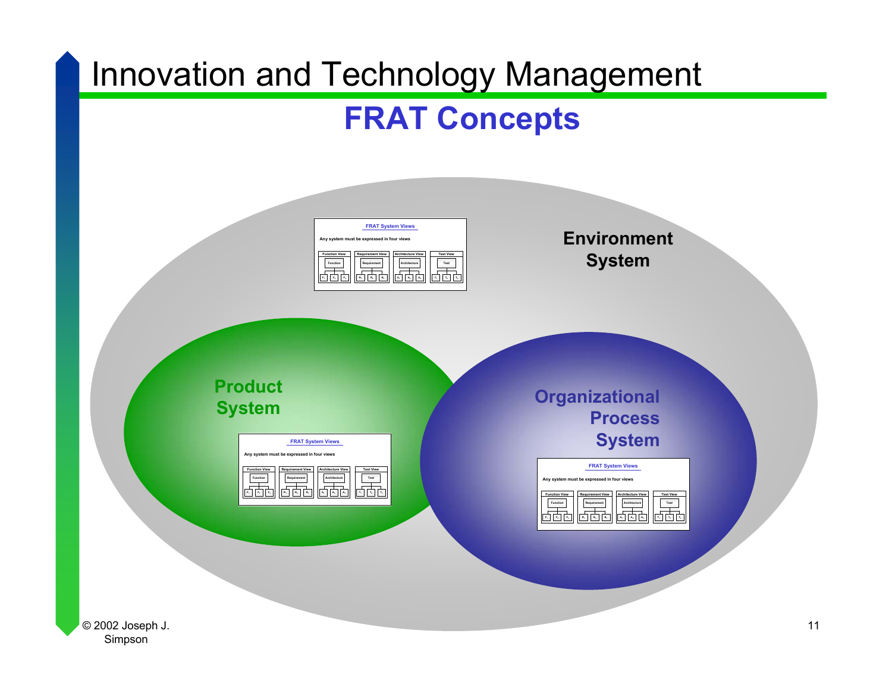# FRAT Concepts

Environment System

Product System

Organizational Process System

FRAT System Views

Any system must be expressed in four views

Function View | Requirement View | Architecture View | Test View

FRAT System Views

Any system must be expressed in four views

Function View | Requirement View | Architecture View | Test View

FRAT System Views

Any system must be expressed in four views

Function View | Requirement View | Architecture View | Test View

© 2002 Joseph J. Simpson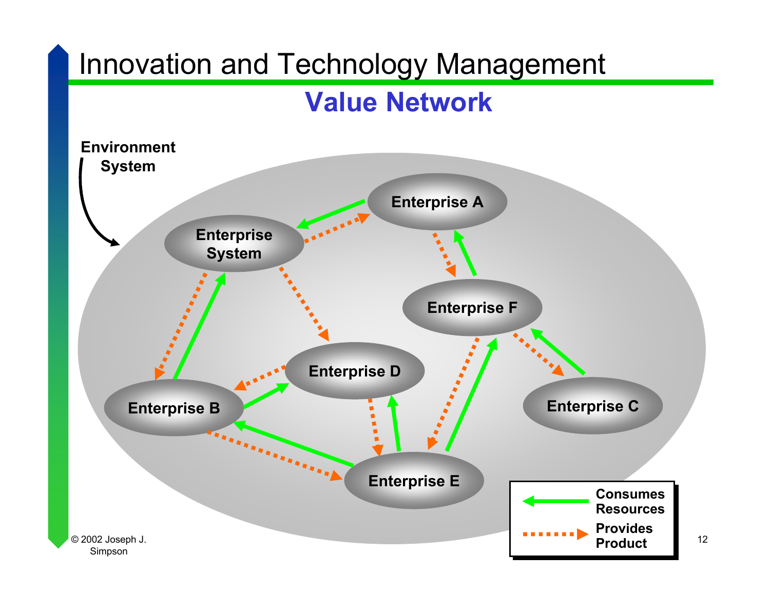# Innovation and Technology Management

## Value Network

Environment System

Enterprise A

Enterprise System

Enterprise F

Enterprise D

Enterprise B

Enterprise C

Enterprise E

Consumes Resources

Provides Product

© 2002 Joseph J. Simpson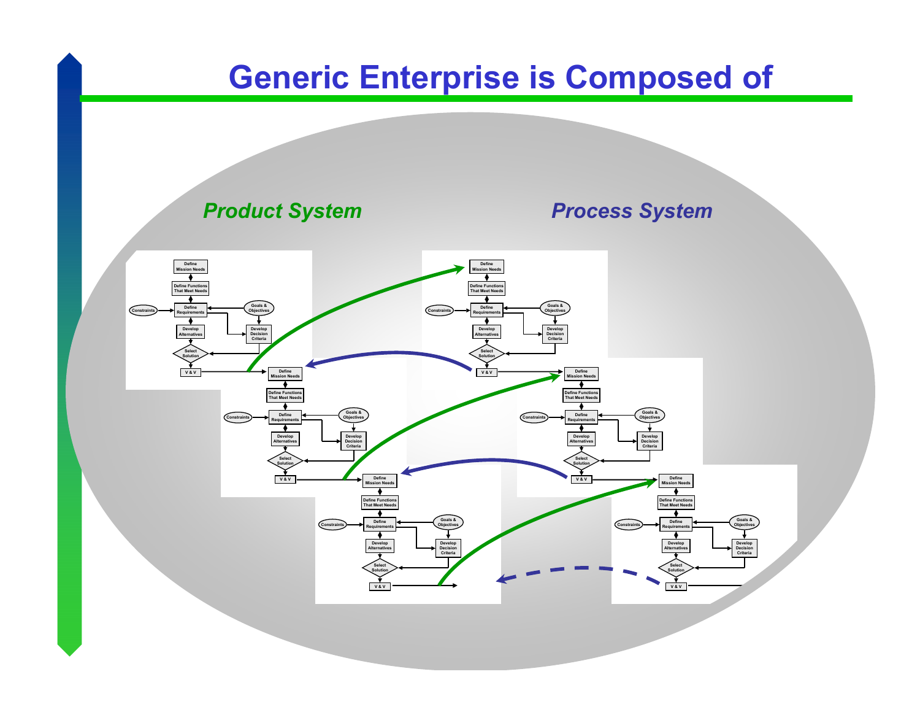# Generic Enterprise is Composed of

*Product System*

*Process System*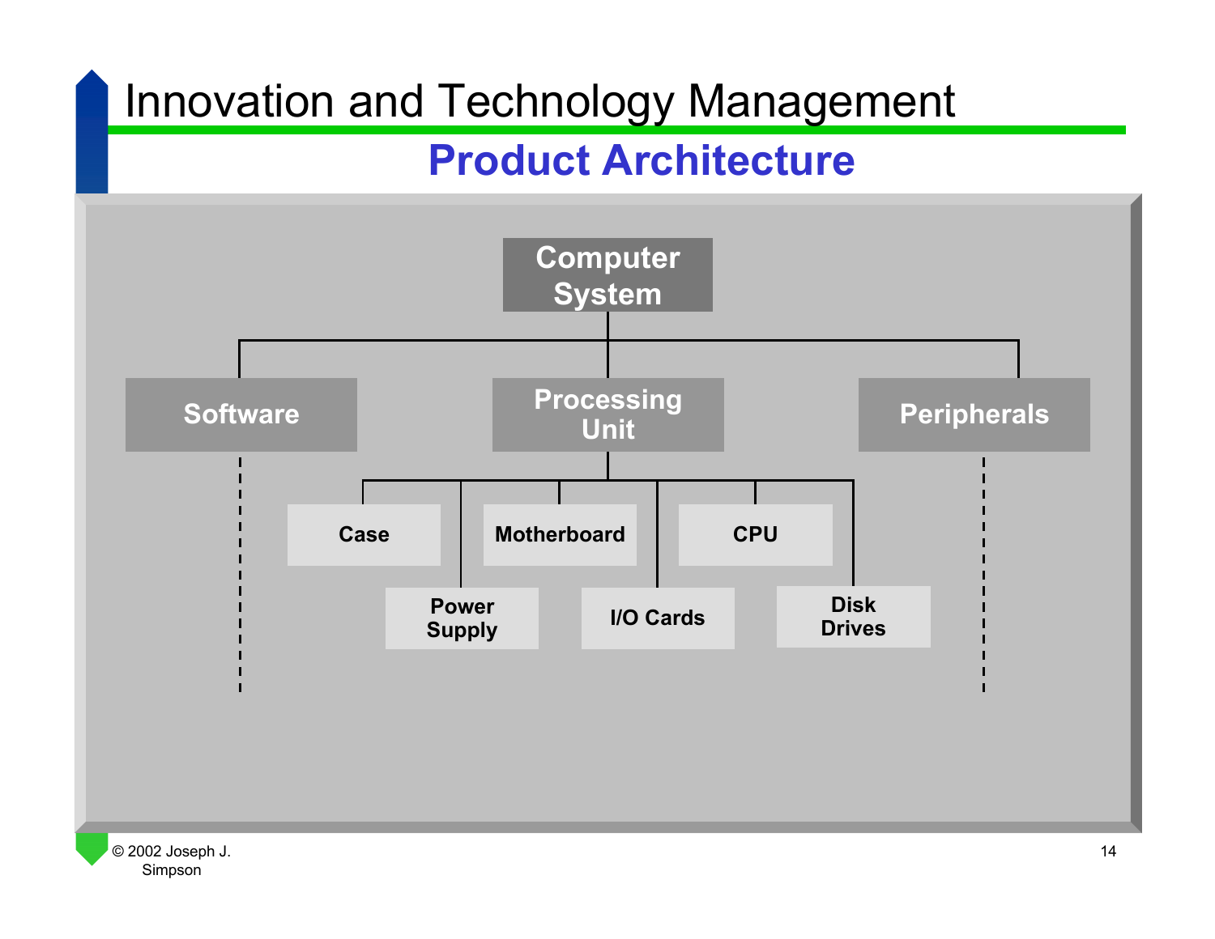# Innovation and Technology Management

## Product Architecture

- Computer System
  - Software
  - Processing Unit
    - Case
    - Power Supply
    - Motherboard
    - I/O Cards
    - CPU
    - Disk Drives
  - Peripherals

© 2002 Joseph J. Simpson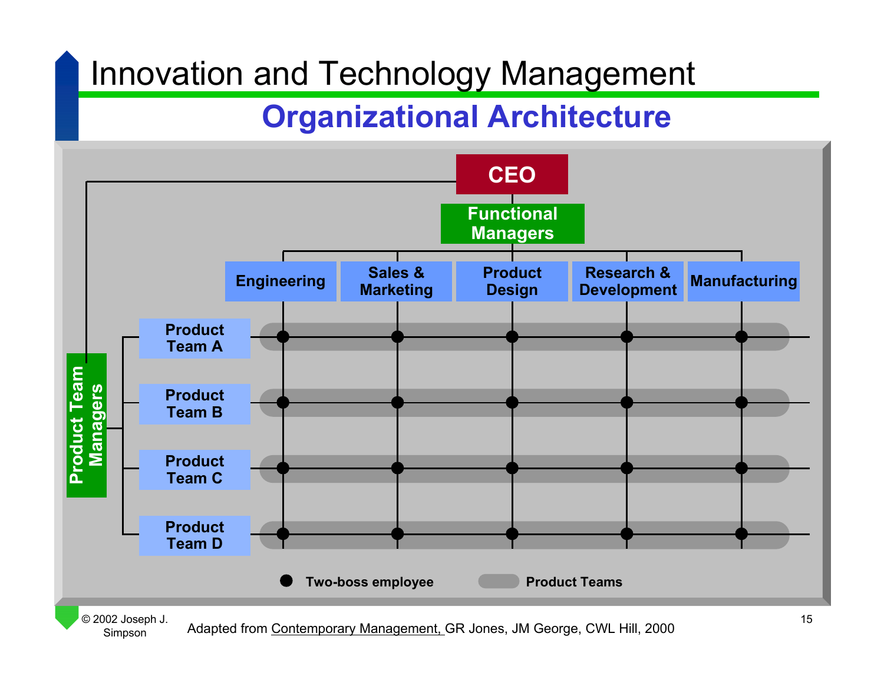# Innovation and Technology Management

## Organizational Architecture

CEO

Functional Managers

Engineering | Sales & Marketing | Product Design | Research & Development | Manufacturing

Product Team Managers

Product Team A

Product Team B

Product Team C

Product Team D

● Two-boss employee

Product Teams

© 2002 Joseph J. Simpson

Adapted from Contemporary Management, GR Jones, JM George, CWL Hill, 2000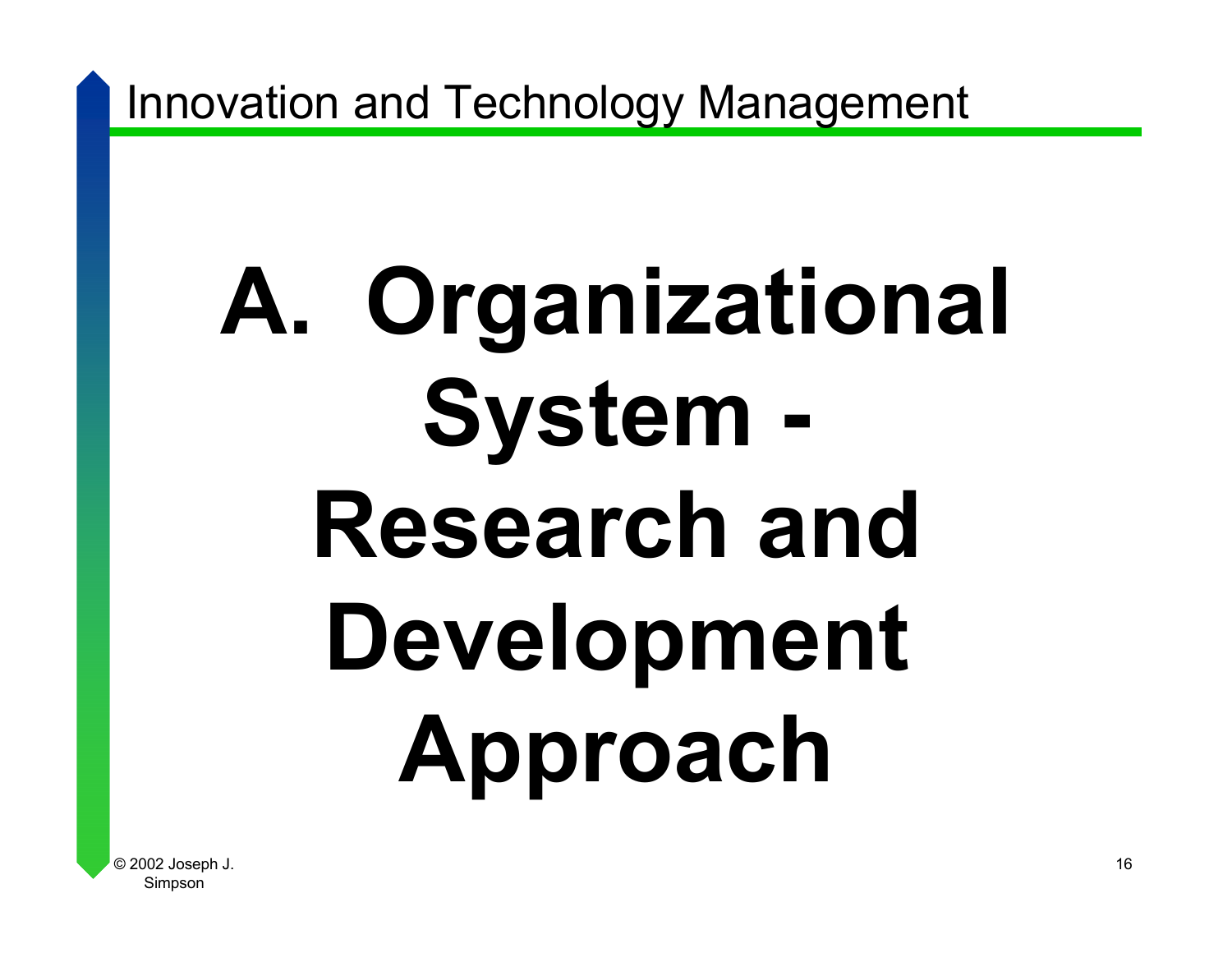# A. Organizational System - Research and Development Approach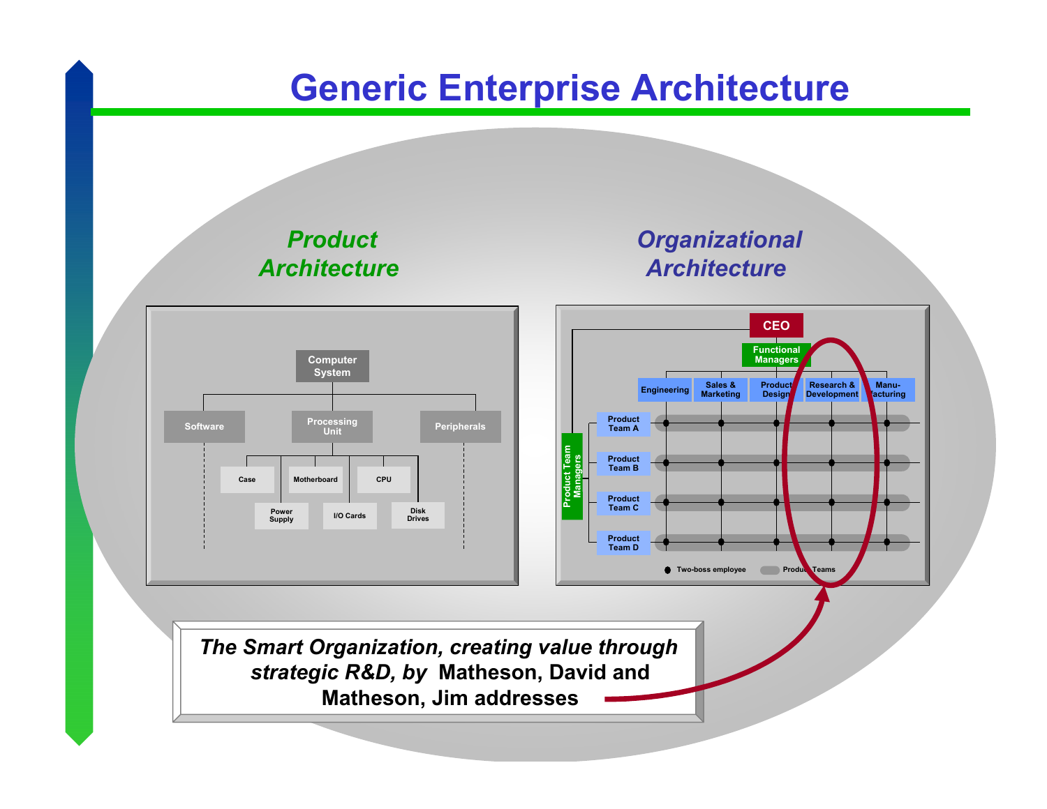# Generic Enterprise Architecture

## Product Architecture

- Computer System
  - Software
  - Processing Unit
    - Case
    - Power Supply
    - Motherboard
    - I/O Cards
    - CPU
    - Disk Drives
  - Peripherals

## Organizational Architecture

- CEO
  - Functional Managers
    - Engineering
    - Sales & Marketing
    - Product Design
    - Research & Development
    - Manu-facturing
  - Product Team Managers
    - Product Team A
    - Product Team B
    - Product Team C
    - Product Team D

Legend: Two-boss employee; Product Teams

*The Smart Organization, creating value through strategic R&D, by* Matheson, David and Matheson, Jim addresses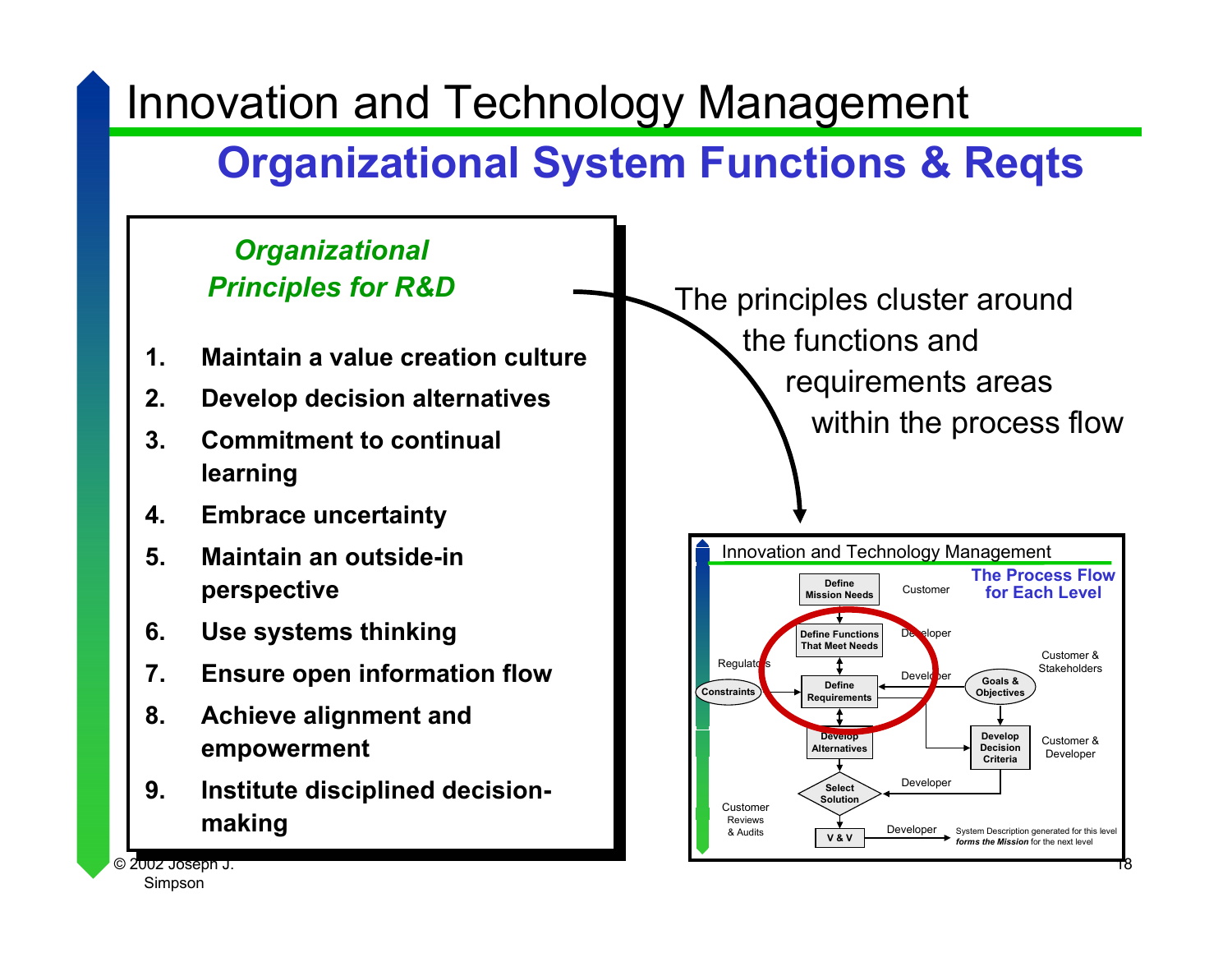# Innovation and Technology Management

## Organizational System Functions & Reqts

***Organizational Principles for R&D***

1. **Maintain a value creation culture**
2. **Develop decision alternatives**
3. **Commitment to continual learning**
4. **Embrace uncertainty**
5. **Maintain an outside-in perspective**
6. **Use systems thinking**
7. **Ensure open information flow**
8. **Achieve alignment and empowerment**
9. **Institute disciplined decision-making**

The principles cluster around the functions and requirements areas within the process flow

Innovation and Technology Management

**The Process Flow for Each Level**

- Define Mission Needs — Customer
- Define Functions That Meet Needs — Developer
- Constraints — Regulators
- Define Requirements — Developer
- Goals & Objectives — Customer & Stakeholders
- Develop Alternatives
- Develop Decision Criteria — Customer & Developer
- Select Solution — Developer
- Customer Reviews & Audits
- V & V — Developer
- System Description generated for this level ***forms the Mission*** for the next level

© 2002 Joseph J. Simpson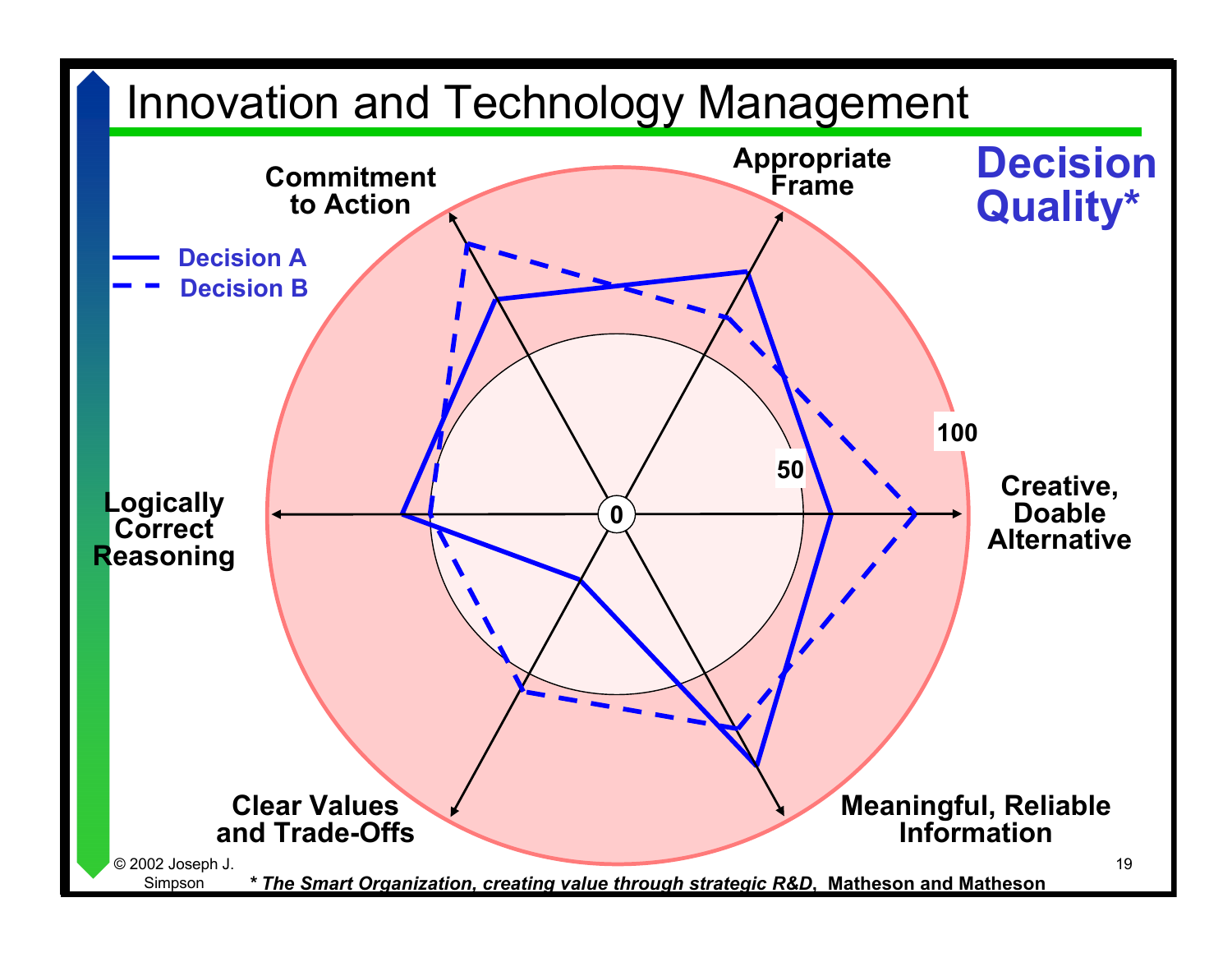# Innovation and Technology Management

**Decision Quality***

- Decision A
- Decision B

Commitment to Action

Appropriate Frame

Creative, Doable Alternative

Meaningful, Reliable Information

Clear Values and Trade-Offs

Logically Correct Reasoning

0

50

100

© 2002 Joseph J. Simpson

* ***The Smart Organization, creating value through strategic R&D*****, Matheson and Matheson**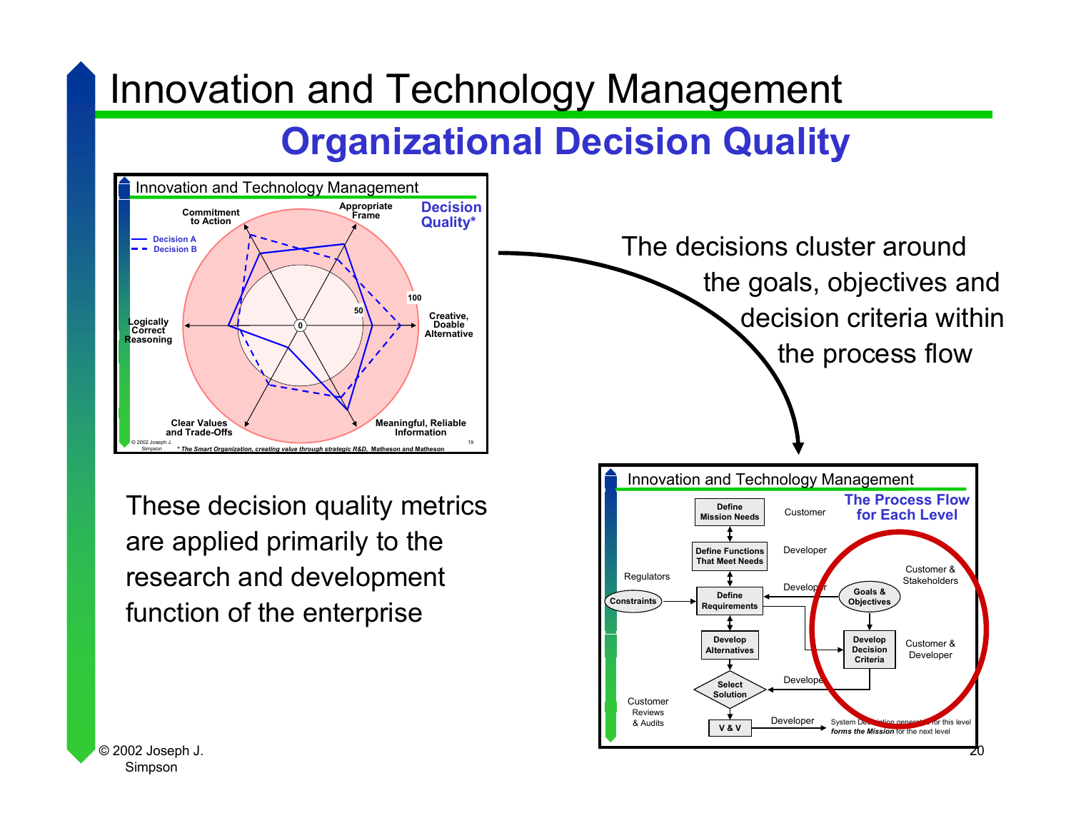# Innovation and Technology Management

## Organizational Decision Quality

Innovation and Technology Management

**Decision Quality***

Commitment to Action

Appropriate Frame

Decision A

Decision B

100

50

0

Creative, Doable Alternative

Logically Correct Reasoning

Clear Values and Trade-Offs

Meaningful, Reliable Information

© 2002 Joseph J. Simpson

*\* The Smart Organization, creating value through strategic R&D, Matheson and Matheson*

The decisions cluster around the goals, objectives and decision criteria within the process flow

These decision quality metrics are applied primarily to the research and development function of the enterprise

Innovation and Technology Management

**The Process Flow for Each Level**

Define Mission Needs — Customer

Define Functions That Meet Needs — Developer

Regulators

Constraints

Define Requirements — Developer

Customer & Stakeholders

Goals & Objectives

Develop Alternatives

Develop Decision Criteria — Customer & Developer

Select Solution — Developer

Customer Reviews & Audits

V & V — Developer

System Description generated for this level *forms the Mission* for the next level

© 2002 Joseph J. Simpson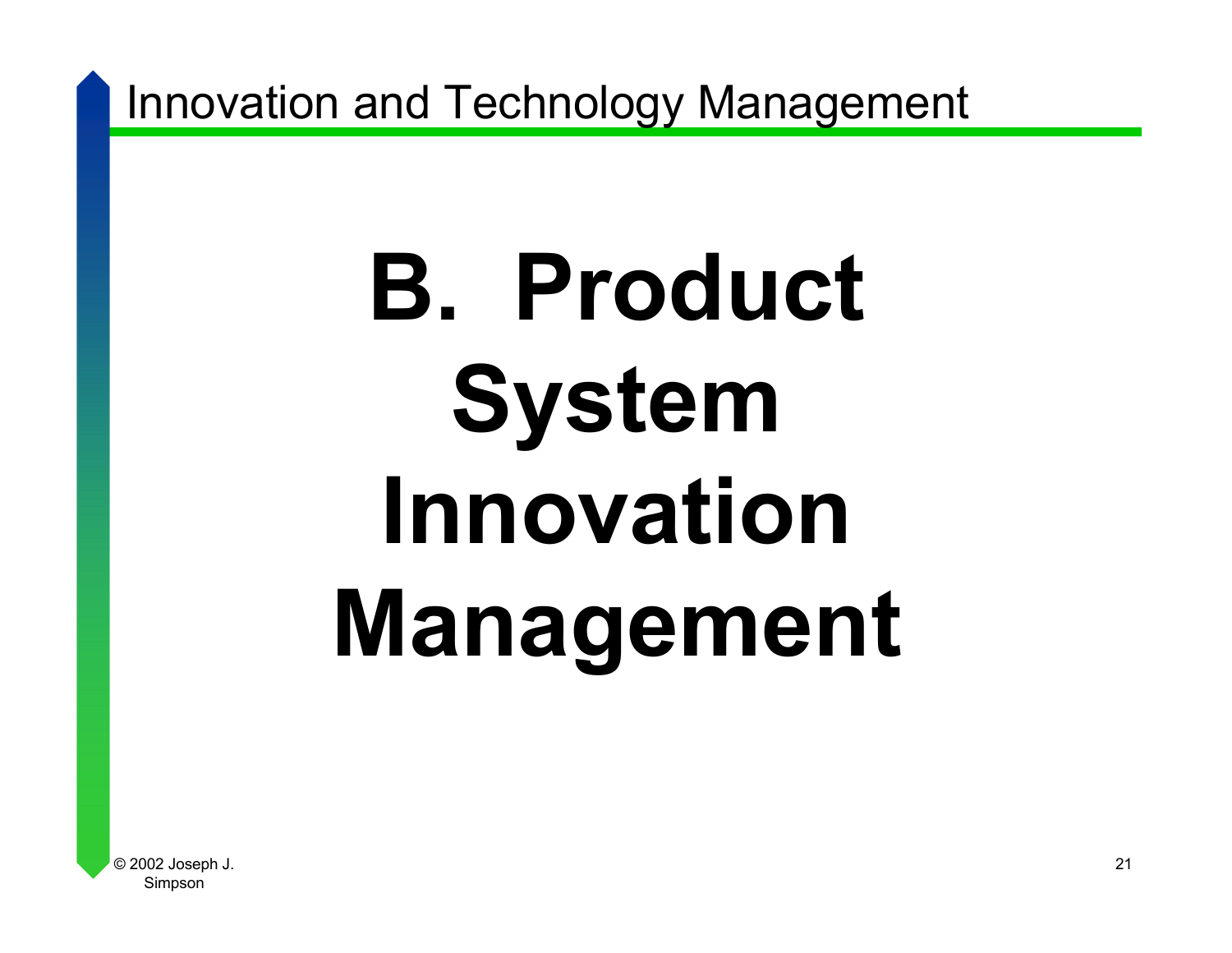# B. Product System Innovation Management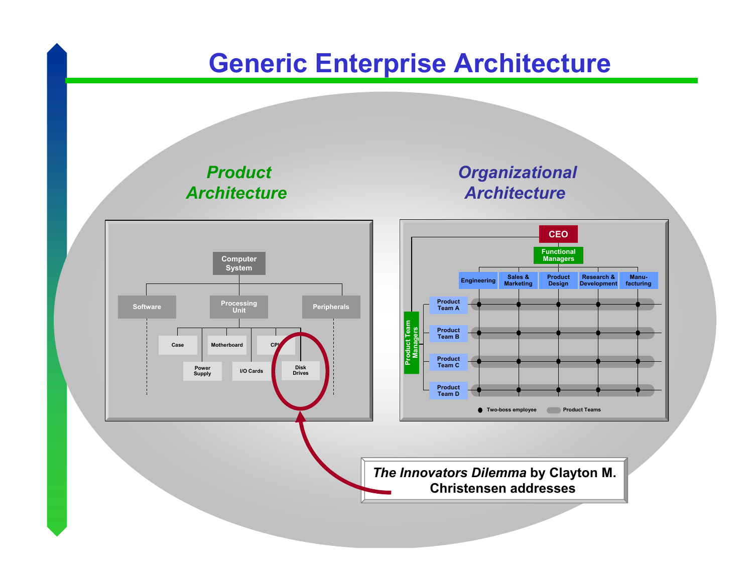# Generic Enterprise Architecture

## *Product Architecture*

- Computer System
  - Software
  - Processing Unit
    - Case
    - Power Supply
    - Motherboard
    - I/O Cards
    - CPU
    - Disk Drives
  - Peripherals

## *Organizational Architecture*

- CEO
  - Functional Managers
    - Engineering
    - Sales & Marketing
    - Product Design
    - Research & Development
    - Manu-facturing
  - Product Team Managers
    - Product Team A
    - Product Team B
    - Product Team C
    - Product Team D

Legend: Two-boss employee · Product Teams

*The Innovators Dilemma* **by Clayton M. Christensen addresses**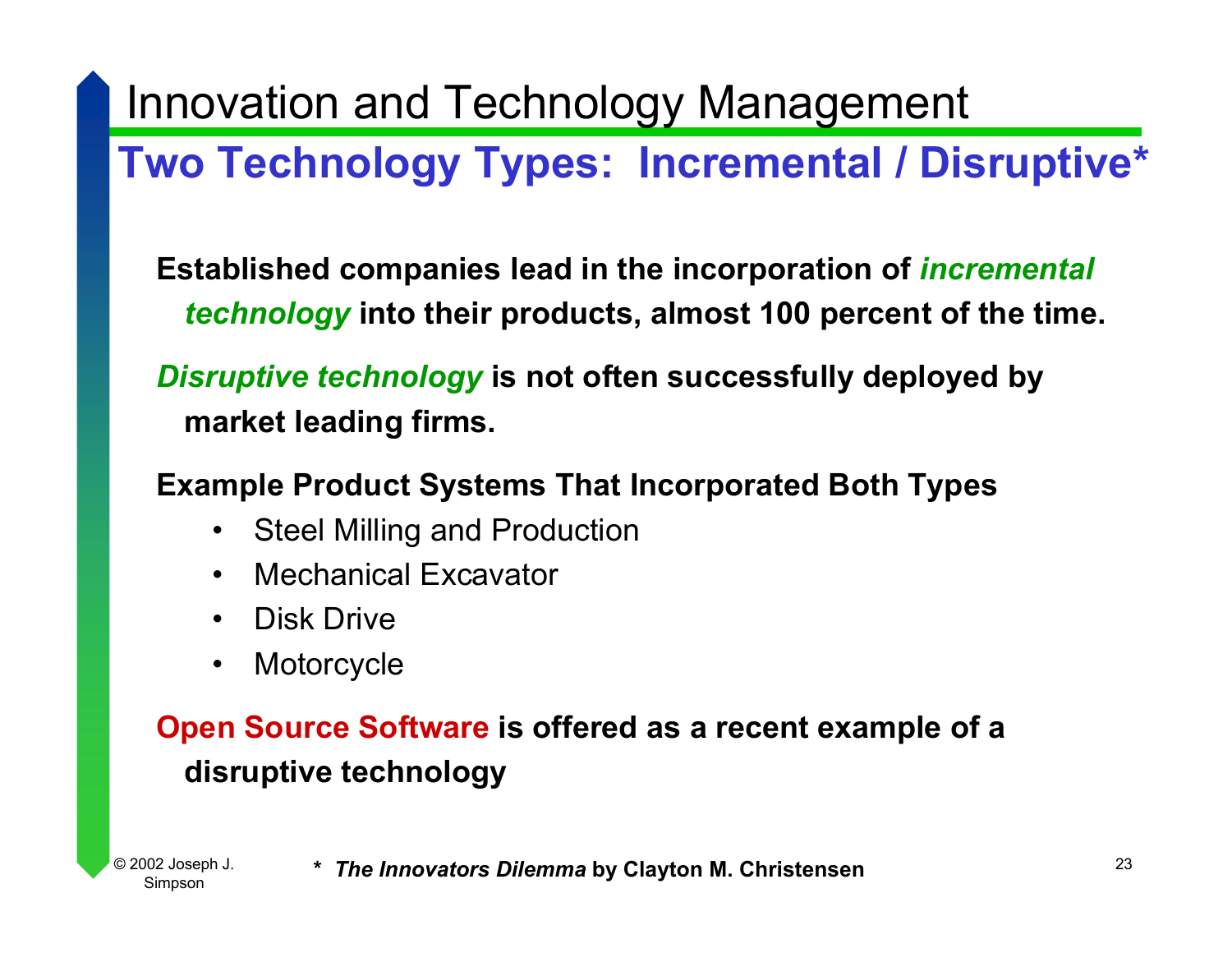# Innovation and Technology Management

## Two Technology Types: Incremental / Disruptive*

**Established companies lead in the incorporation of *incremental technology* into their products, almost 100 percent of the time.**

***Disruptive technology* is not often successfully deployed by market leading firms.**

**Example Product Systems That Incorporated Both Types**

- Steel Milling and Production
- Mechanical Excavator
- Disk Drive
- Motorcycle

**Open Source Software is offered as a recent example of a disruptive technology**

© 2002 Joseph J. Simpson

*** *The Innovators Dilemma* by Clayton M. Christensen**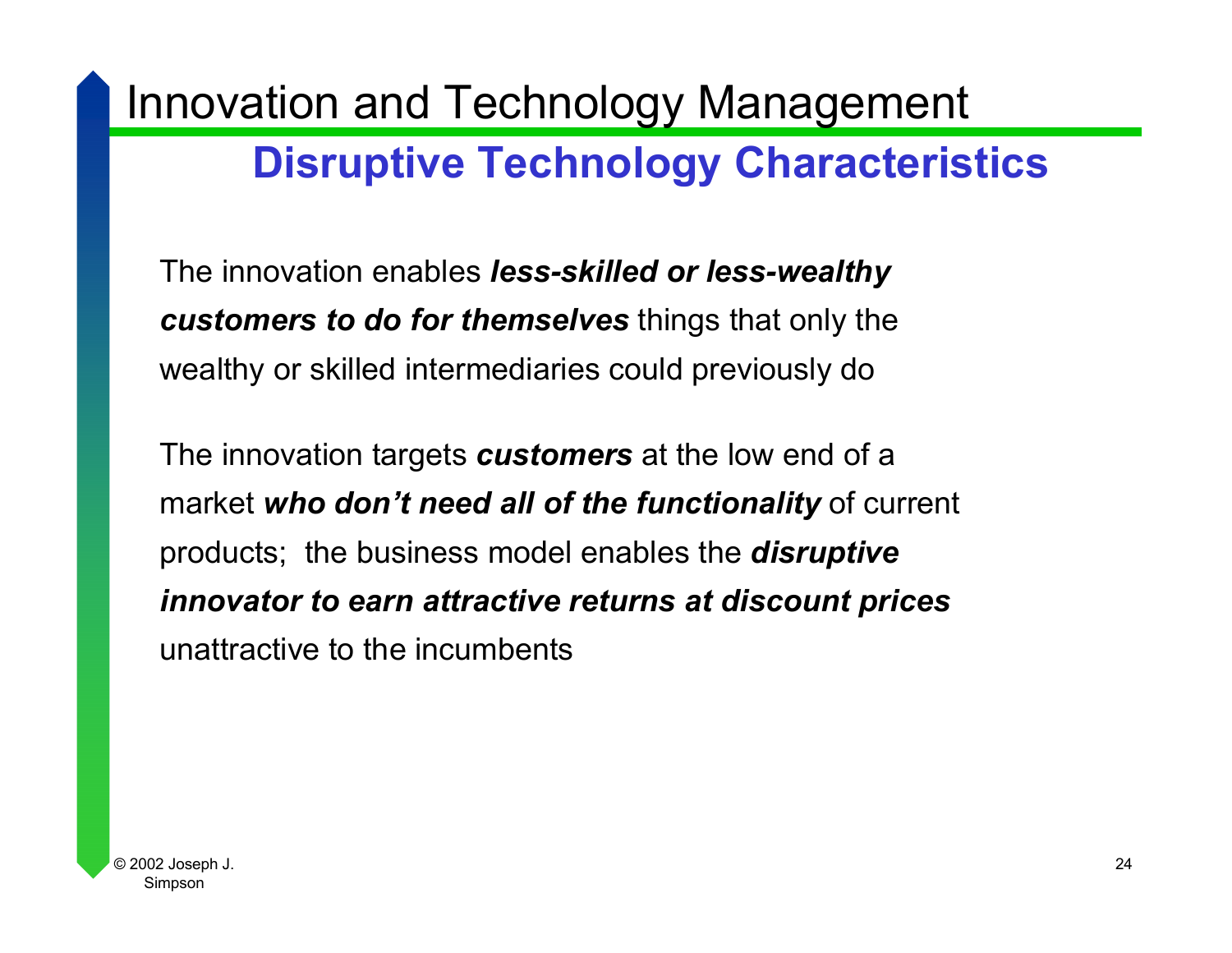# Innovation and Technology Management

## Disruptive Technology Characteristics

The innovation enables ***less-skilled or less-wealthy customers to do for themselves*** things that only the wealthy or skilled intermediaries could previously do

The innovation targets ***customers*** at the low end of a market ***who don't need all of the functionality*** of current products; the business model enables the ***disruptive innovator to earn attractive returns at discount prices*** unattractive to the incumbents

© 2002 Joseph J. Simpson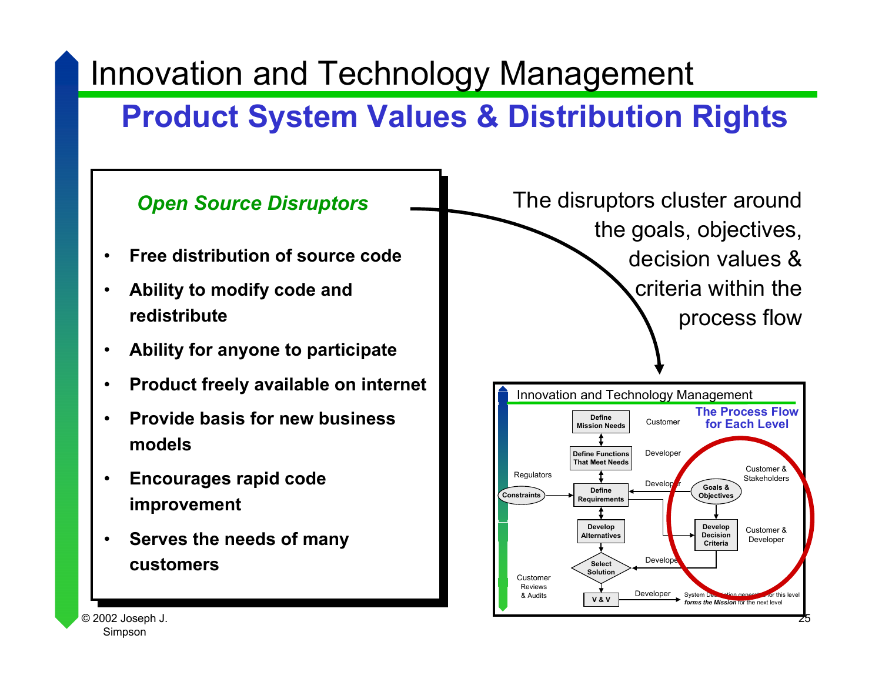# Innovation and Technology Management

## Product System Values & Distribution Rights

### *Open Source Disruptors*

- **Free distribution of source code**
- **Ability to modify code and redistribute**
- **Ability for anyone to participate**
- **Product freely available on internet**
- **Provide basis for new business models**
- **Encourages rapid code improvement**
- **Serves the needs of many customers**

The disruptors cluster around the goals, objectives, decision values & criteria within the process flow

Innovation and Technology Management

**The Process Flow for Each Level**

- Define Mission Needs — Customer
- Define Functions That Meet Needs — Developer
- Define Requirements — Developer
- Constraints — Regulators
- Goals & Objectives — Customer & Stakeholders
- Develop Decision Criteria — Customer & Developer
- Develop Alternatives
- Select Solution — Developer
- V & V — Developer
- Customer Reviews & Audits
- System Description generated for this level *forms the Mission* for the next level

© 2002 Joseph J. Simpson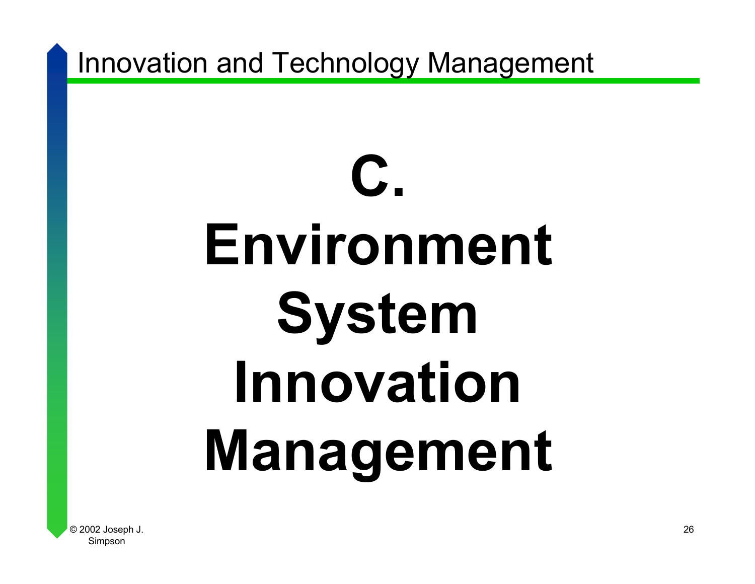# C. Environment System Innovation Management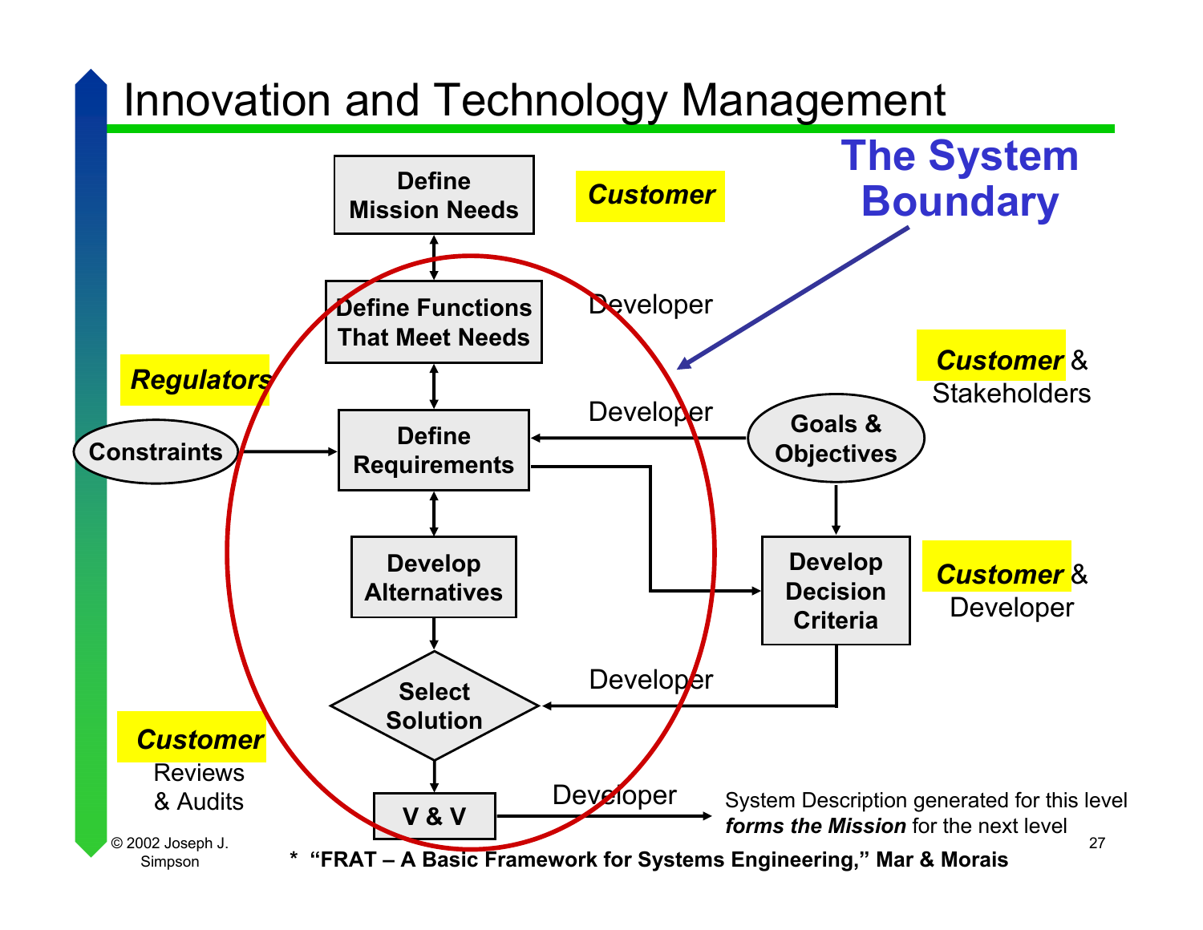# Innovation and Technology Management

**The System Boundary**

**Define Mission Needs** — ***Customer***

**Define Functions That Meet Needs** — Developer

***Regulators***

**Constraints** → **Define Requirements** ← Developer ← **Goals & Objectives** (***Customer*** & Stakeholders)

**Develop Alternatives**

**Develop Decision Criteria** — ***Customer*** & Developer

**Select Solution** ← Developer

***Customer*** Reviews & Audits

**V & V** — Developer → System Description generated for this level ***forms the Mission*** for the next level

© 2002 Joseph J. Simpson

\* **"FRAT – A Basic Framework for Systems Engineering," Mar & Morais**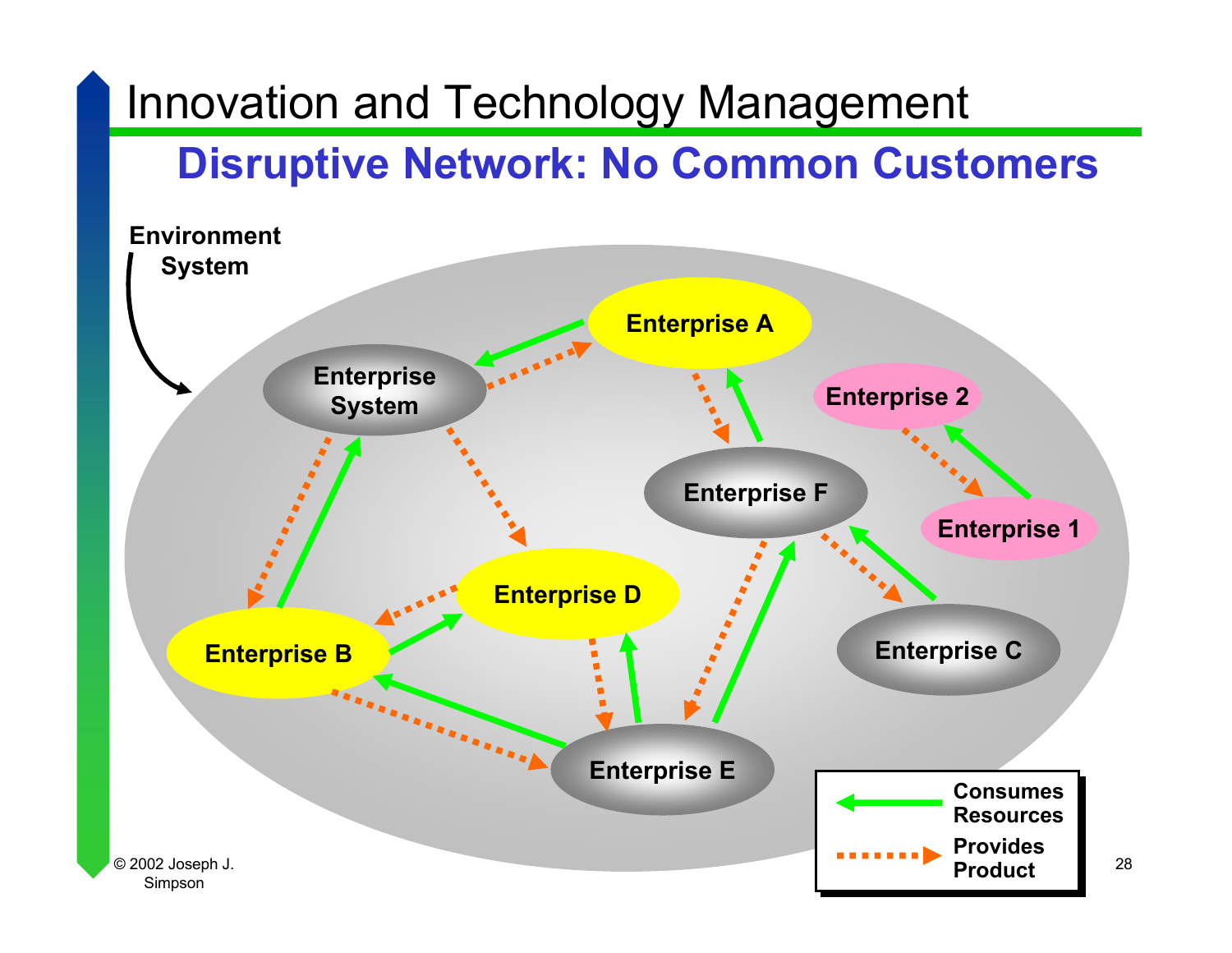# Innovation and Technology Management

## Disruptive Network: No Common Customers

Environment System

Enterprise A

Enterprise System

Enterprise 2

Enterprise F

Enterprise 1

Enterprise D

Enterprise B

Enterprise C

Enterprise E

Consumes Resources

Provides Product

© 2002 Joseph J. Simpson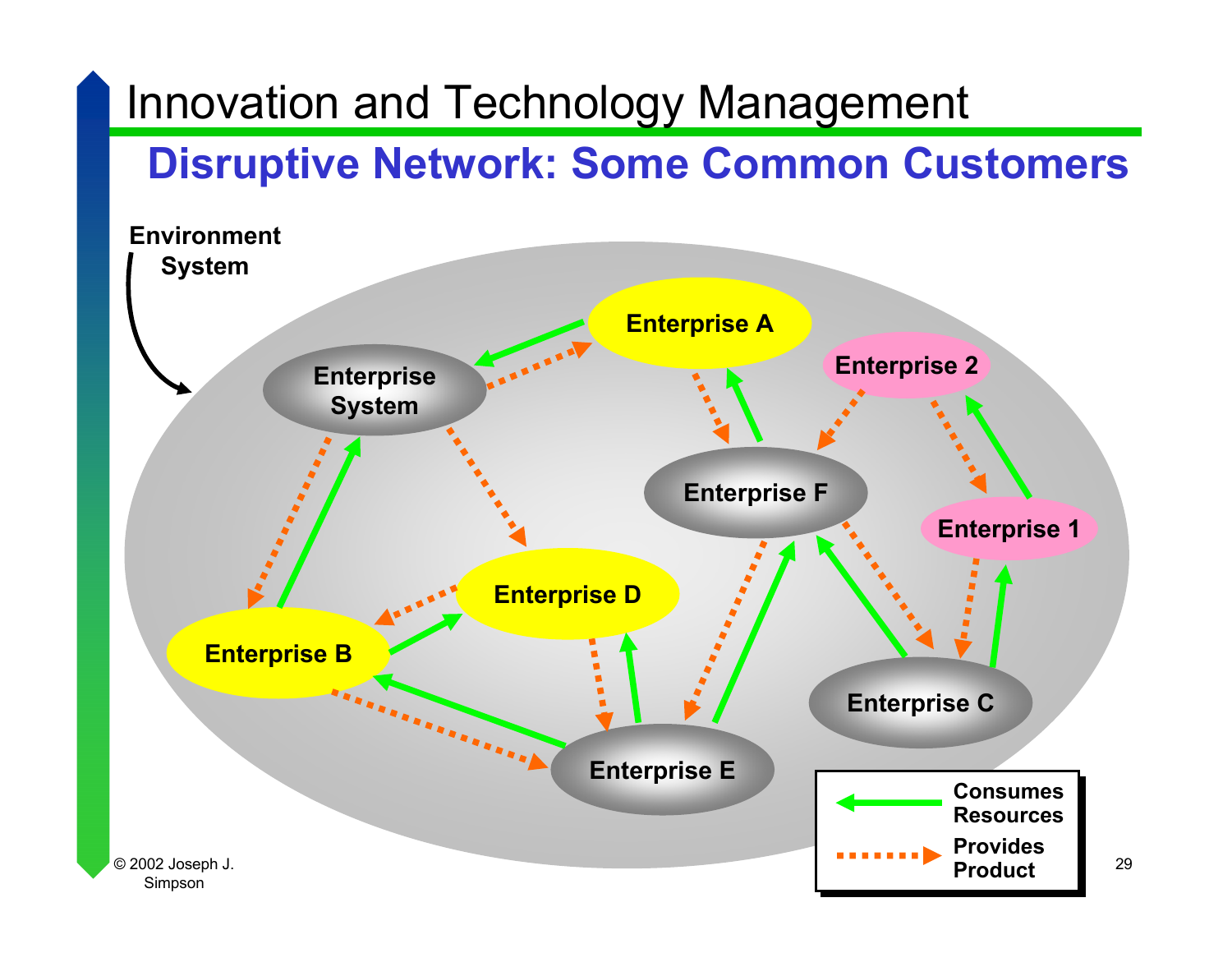# Innovation and Technology Management

## Disruptive Network: Some Common Customers

Environment System

Enterprise A

Enterprise 2

Enterprise System

Enterprise F

Enterprise 1

Enterprise D

Enterprise B

Enterprise C

Enterprise E

Consumes Resources

Provides Product

© 2002 Joseph J. Simpson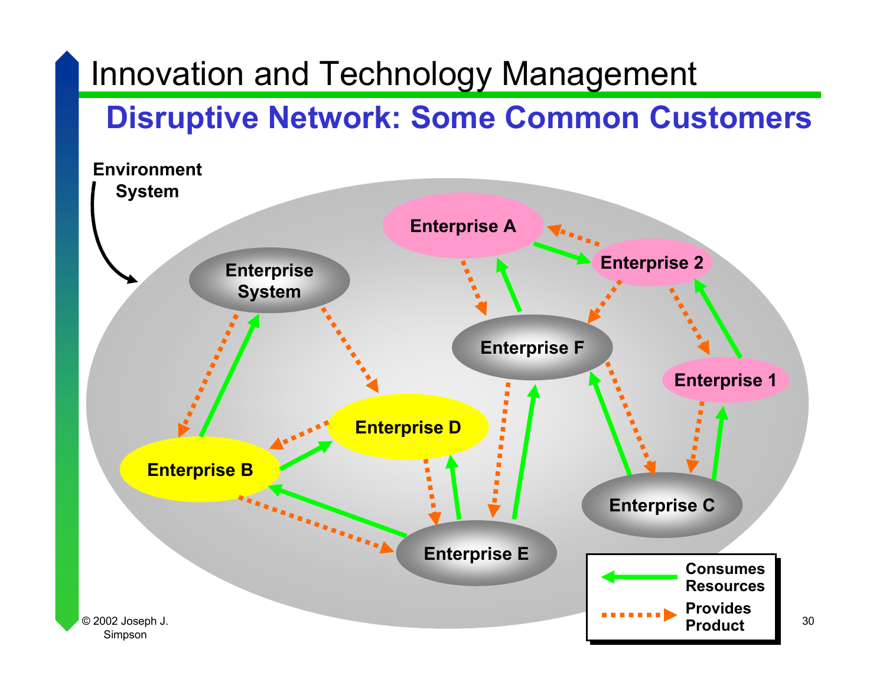# Innovation and Technology Management

## Disruptive Network: Some Common Customers

Environment System

Enterprise System

Enterprise A

Enterprise 2

Enterprise F

Enterprise 1

Enterprise D

Enterprise B

Enterprise C

Enterprise E

Consumes Resources

Provides Product

© 2002 Joseph J. Simpson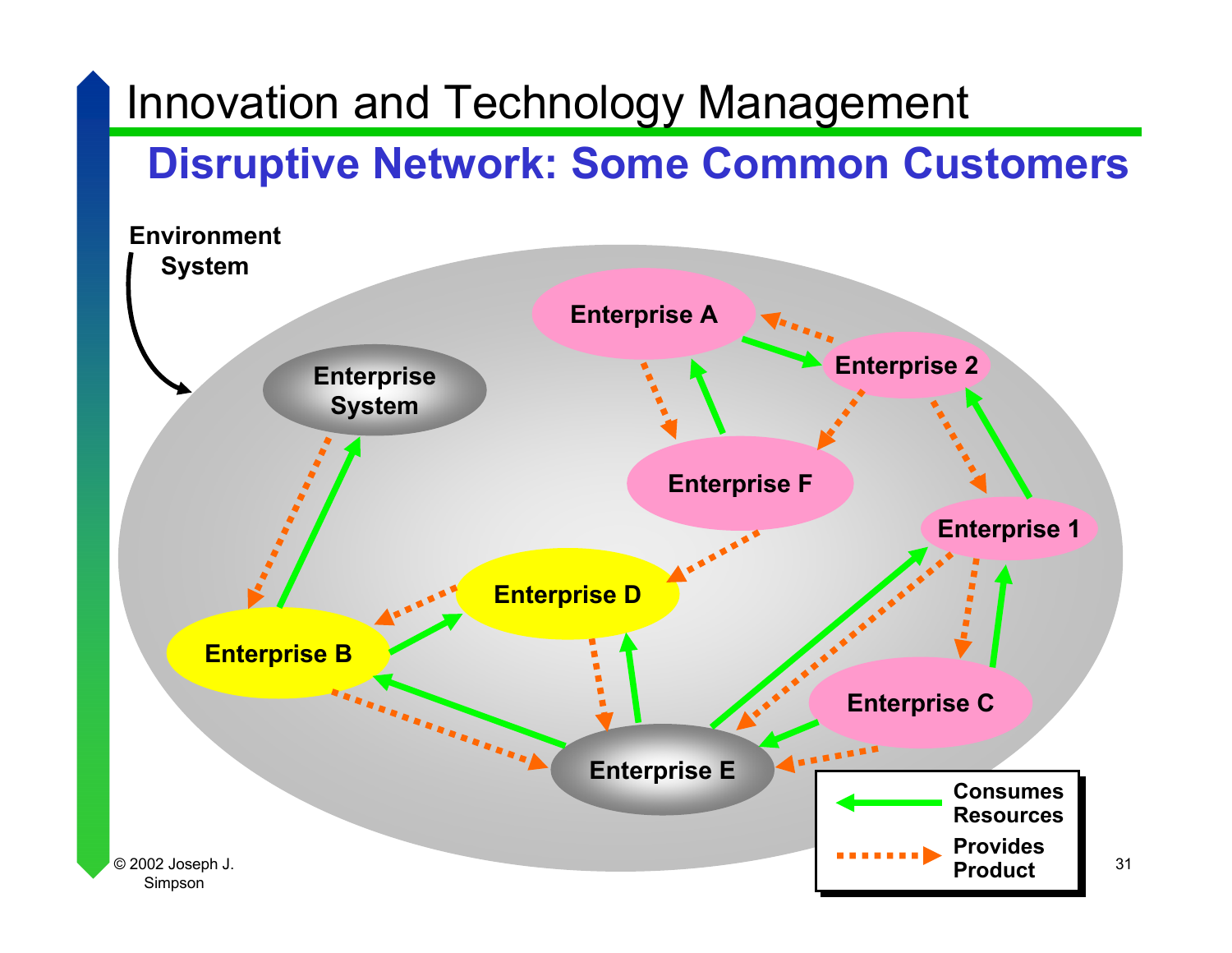# Innovation and Technology Management

## Disruptive Network: Some Common Customers

Environment System

Enterprise System

Enterprise A

Enterprise 2

Enterprise F

Enterprise 1

Enterprise D

Enterprise B

Enterprise C

Enterprise E

Consumes Resources

Provides Product

© 2002 Joseph J. Simpson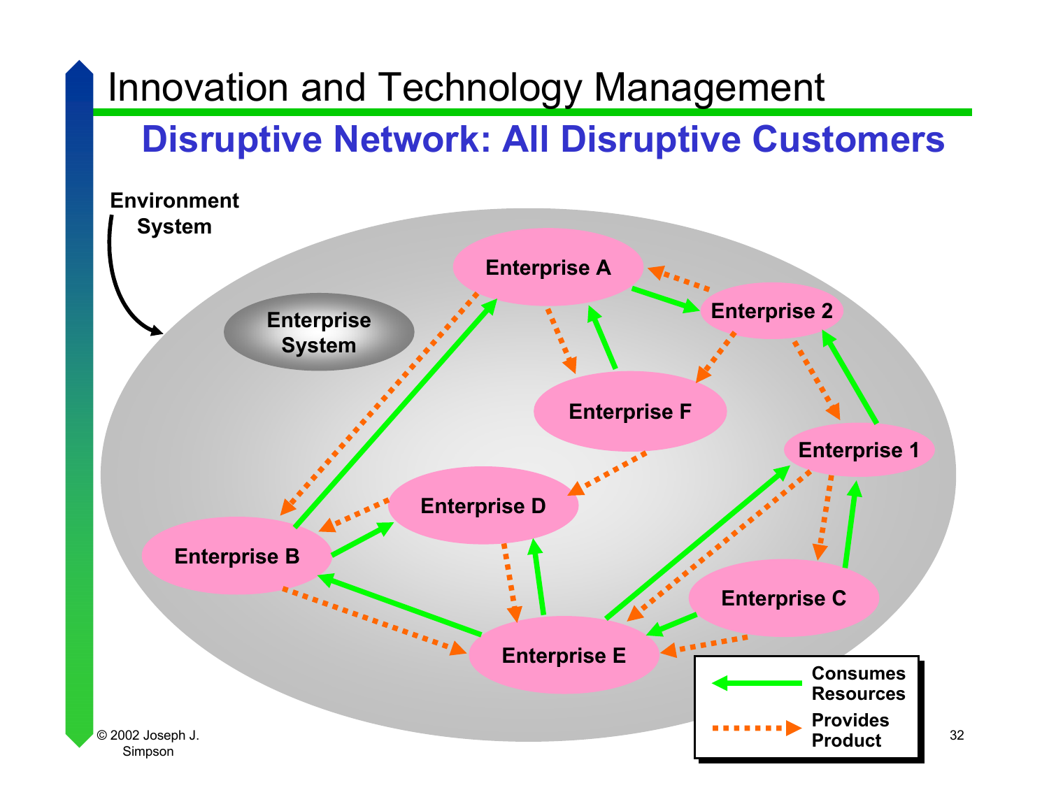# Innovation and Technology Management

## Disruptive Network: All Disruptive Customers

Environment System

Enterprise System

Enterprise A

Enterprise 2

Enterprise F

Enterprise 1

Enterprise D

Enterprise B

Enterprise C

Enterprise E

Consumes Resources

Provides Product

© 2002 Joseph J. Simpson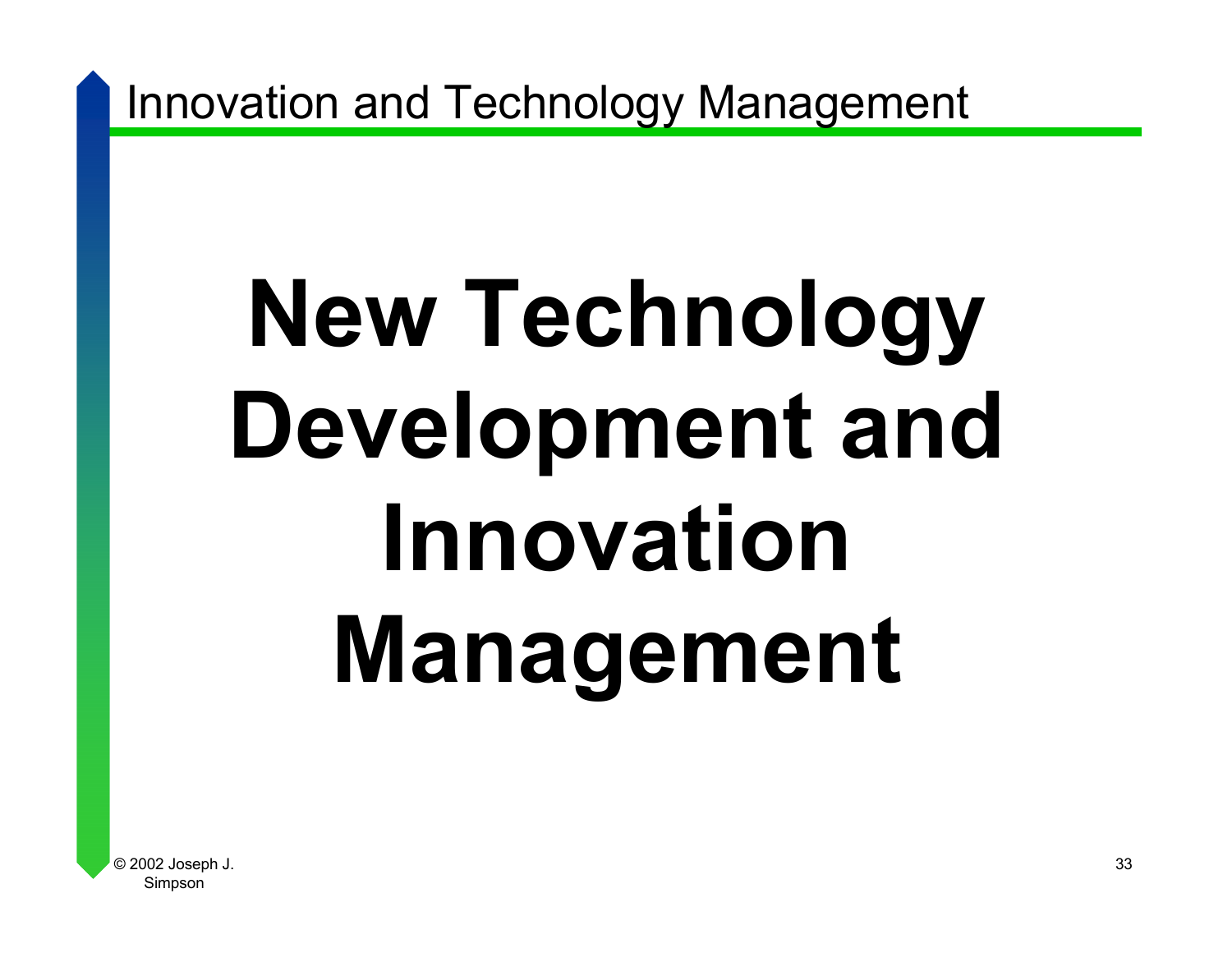# New Technology Development and Innovation Management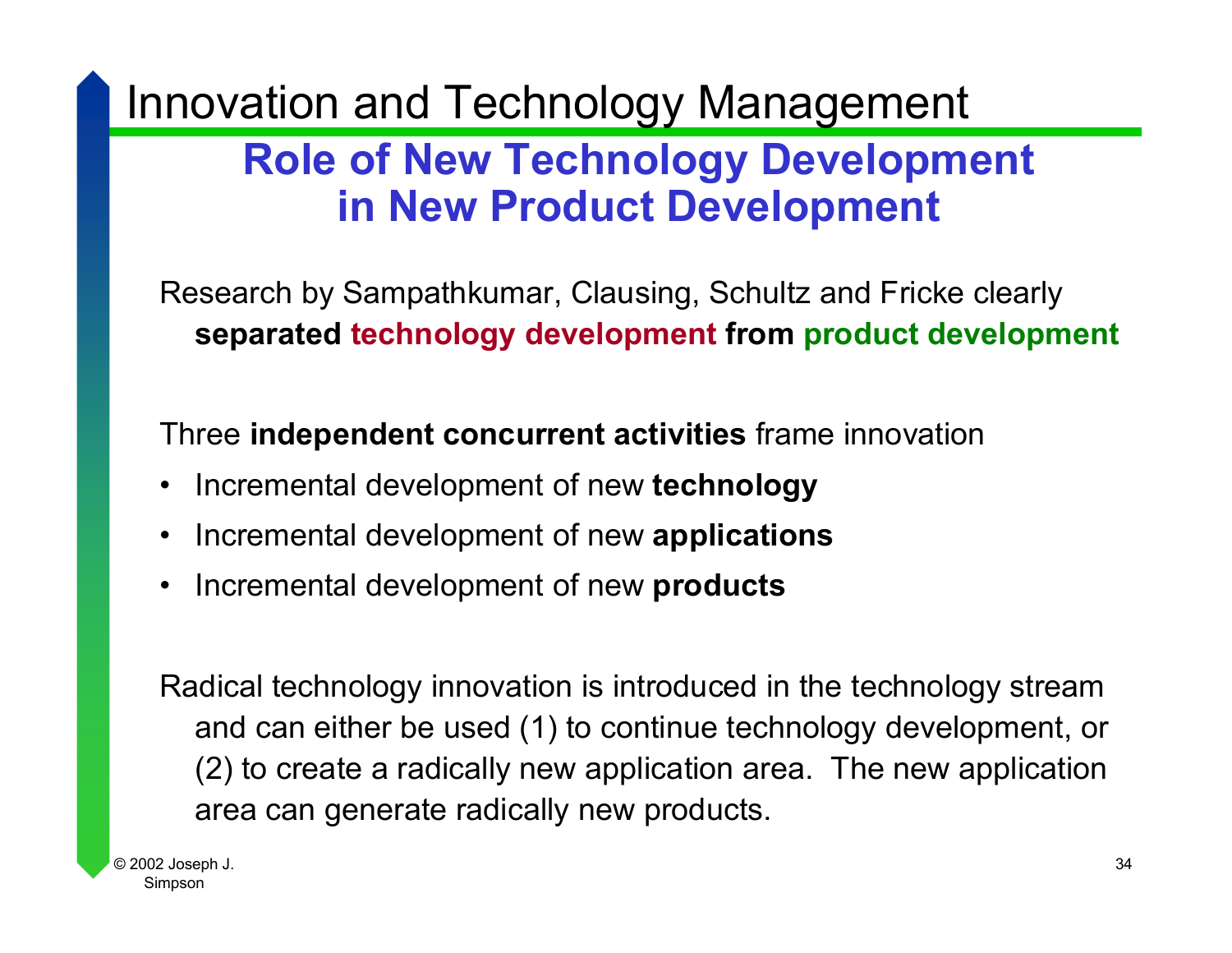# Innovation and Technology Management

## Role of New Technology Development in New Product Development

Research by Sampathkumar, Clausing, Schultz and Fricke clearly **separated technology development from product development**

Three **independent concurrent activities** frame innovation

- Incremental development of new **technology**
- Incremental development of new **applications**
- Incremental development of new **products**

Radical technology innovation is introduced in the technology stream and can either be used (1) to continue technology development, or (2) to create a radically new application area. The new application area can generate radically new products.

© 2002 Joseph J. Simpson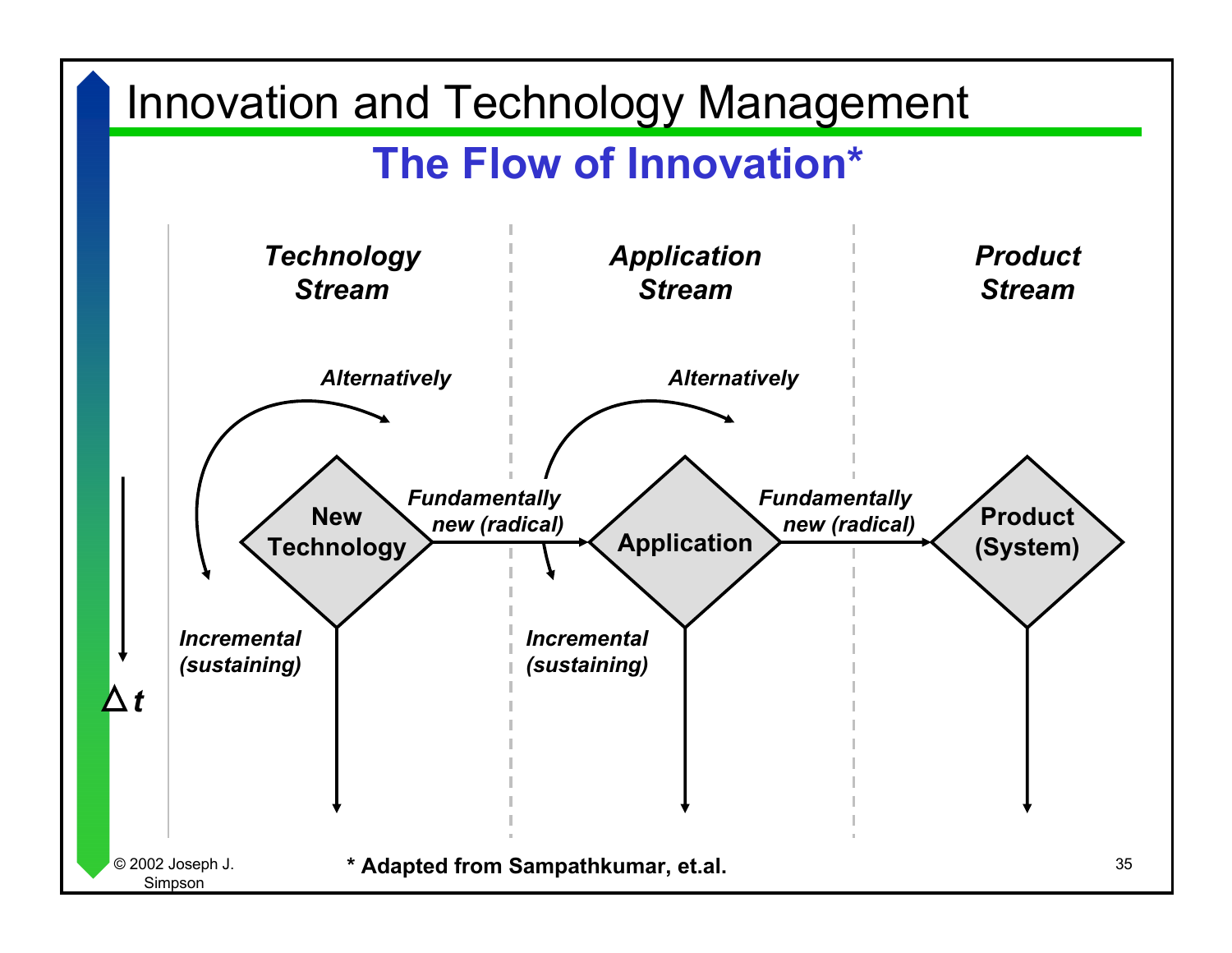# Innovation and Technology Management

## The Flow of Innovation*

*Technology Stream* | *Application Stream* | *Product Stream*

*Alternatively*

**New Technology** — *Fundamentally new (radical)* → **Application** — *Fundamentally new (radical)* → **Product (System)**

*Incremental (sustaining)*

$\Delta t$

**\* Adapted from Sampathkumar, et.al.**

© 2002 Joseph J. Simpson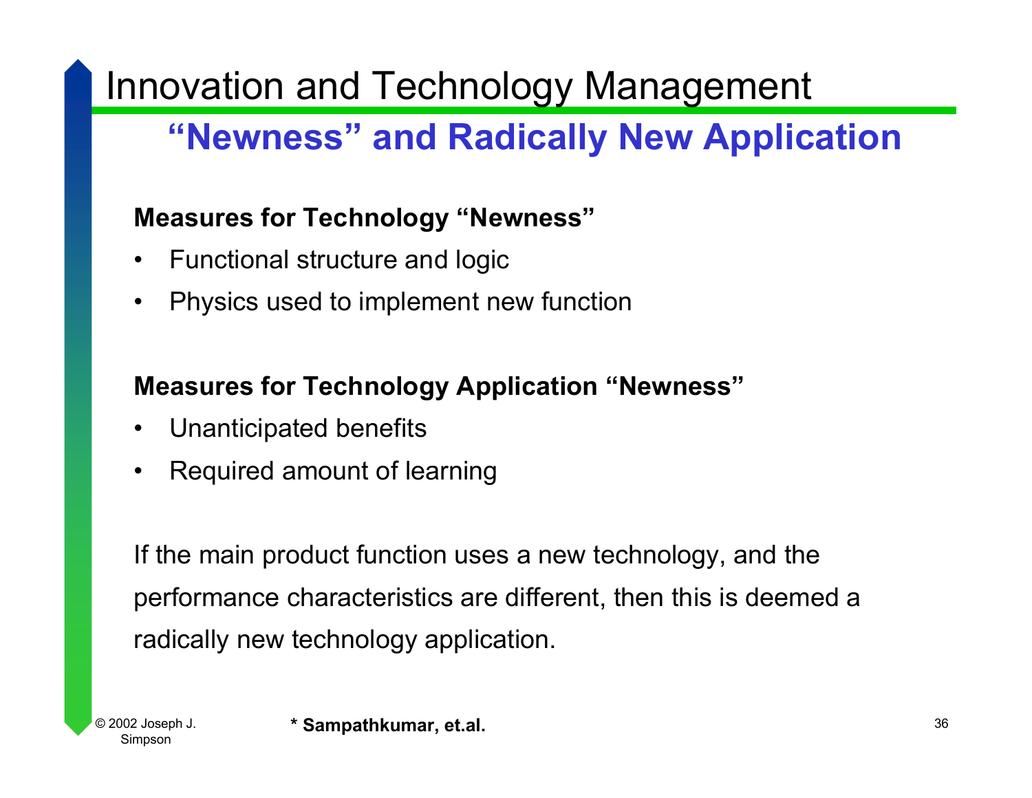# Innovation and Technology Management

## "Newness" and Radically New Application

**Measures for Technology "Newness"**

- Functional structure and logic
- Physics used to implement new function

**Measures for Technology Application "Newness"**

- Unanticipated benefits
- Required amount of learning

If the main product function uses a new technology, and the performance characteristics are different, then this is deemed a radically new technology application.

© 2002 Joseph J. Simpson

**\* Sampathkumar, et.al.**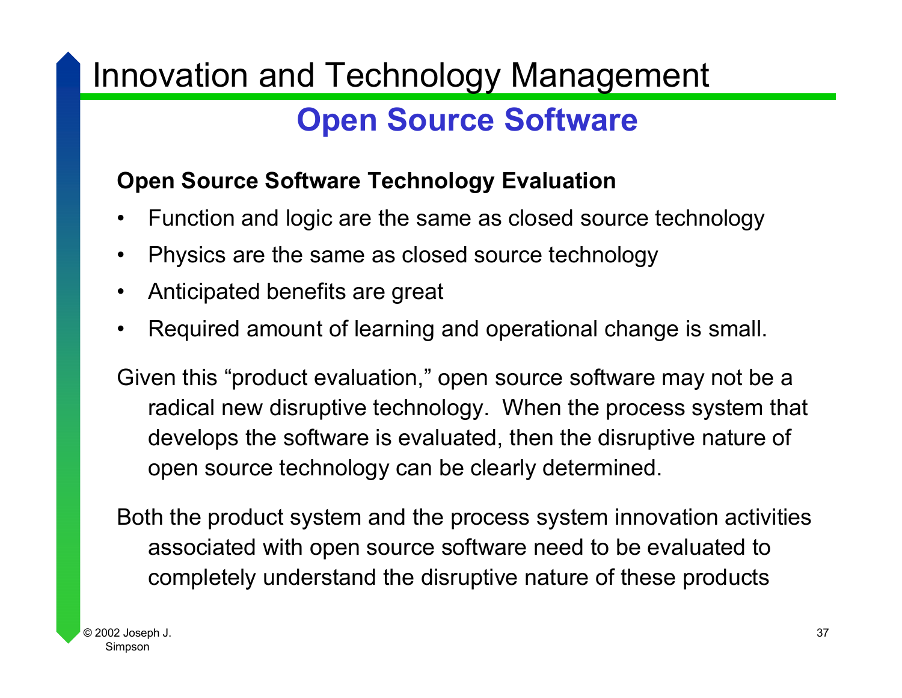# Innovation and Technology Management

## Open Source Software

**Open Source Software Technology Evaluation**

- Function and logic are the same as closed source technology
- Physics are the same as closed source technology
- Anticipated benefits are great
- Required amount of learning and operational change is small.

Given this “product evaluation,” open source software may not be a radical new disruptive technology. When the process system that develops the software is evaluated, then the disruptive nature of open source technology can be clearly determined.

Both the product system and the process system innovation activities associated with open source software need to be evaluated to completely understand the disruptive nature of these products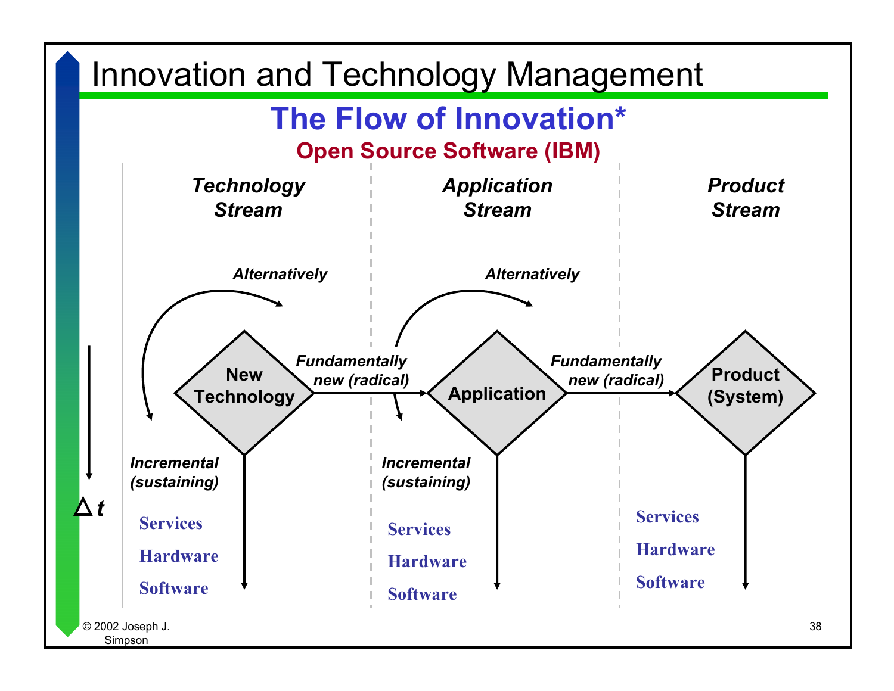# Innovation and Technology Management

## The Flow of Innovation*

### Open Source Software (IBM)

| Technology Stream | Application Stream | Product Stream |
| --- | --- | --- |
| New Technology | Application | Product (System) |

*Alternatively*

*Fundamentally new (radical)*

*Incremental (sustaining)*

$\Delta t$

| Technology Stream | Application Stream | Product Stream |
| --- | --- | --- |
| Services | Services | Services |
| Hardware | Hardware | Hardware |
| Software | Software | Software |

© 2002 Joseph J. Simpson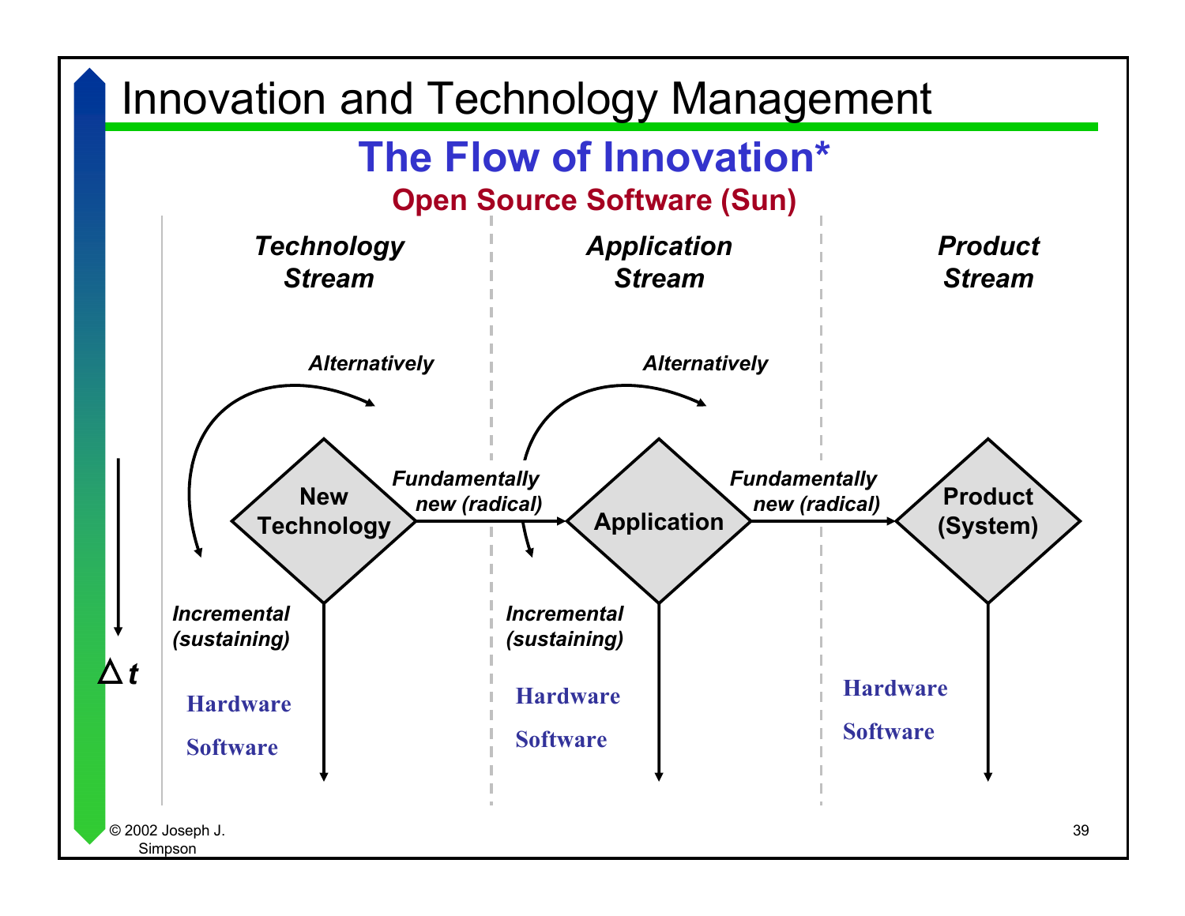# Innovation and Technology Management

## The Flow of Innovation*

### Open Source Software (Sun)

| Technology Stream | Application Stream | Product Stream |
|---|---|---|
| New Technology | Application | Product (System) |

*Alternatively*

*Fundamentally new (radical)*

*Incremental (sustaining)*

**Hardware**

**Software**

Δ *t*

© 2002 Joseph J. Simpson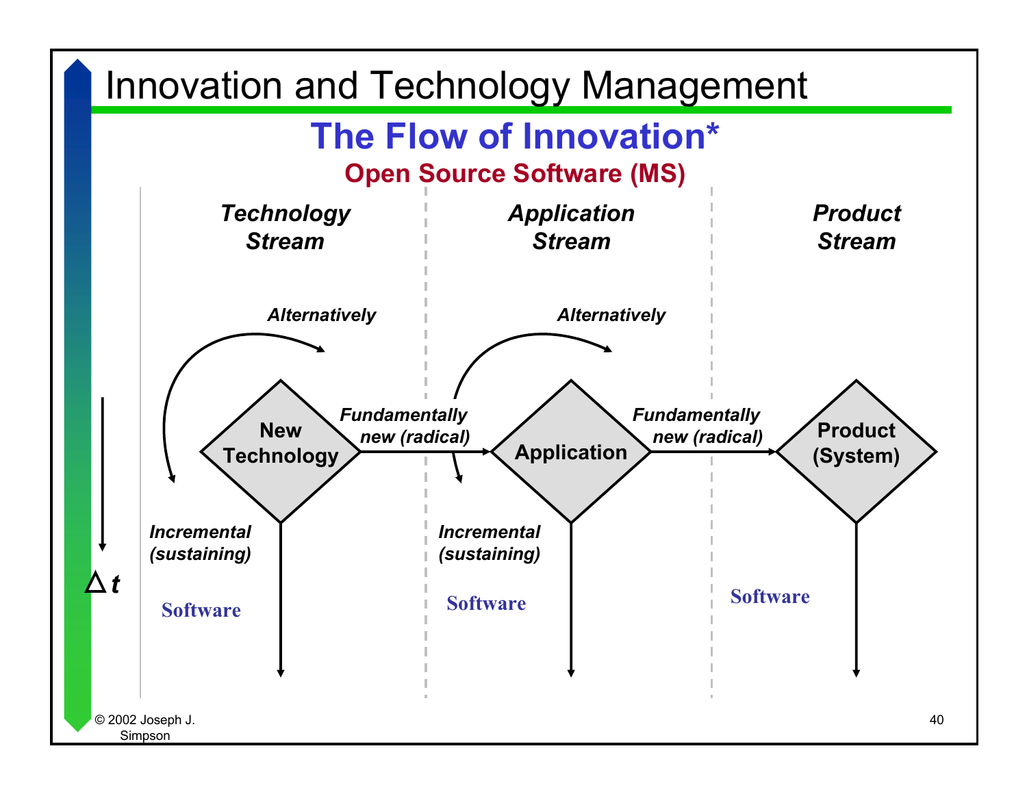# Innovation and Technology Management

## The Flow of Innovation*

### Open Source Software (MS)

| *Technology Stream* | *Application Stream* | *Product Stream* |
|---|---|---|
| New Technology | Application | Product (System) |

*Alternatively*

*Fundamentally new (radical)*

*Incremental (sustaining)*

$\Delta t$

Software

Software

Software

© 2002 Joseph J. Simpson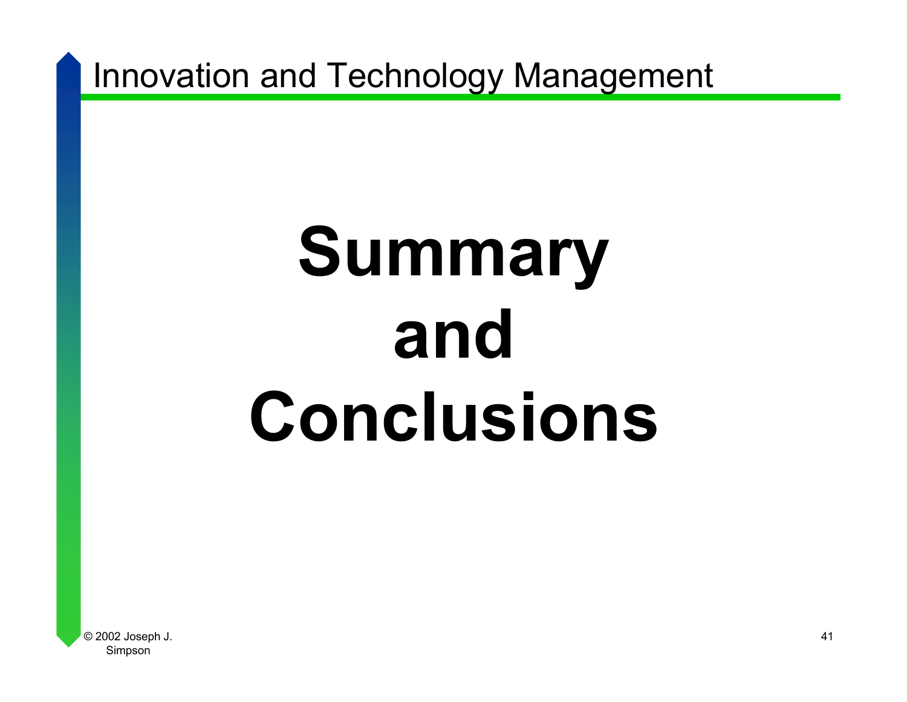# Summary and Conclusions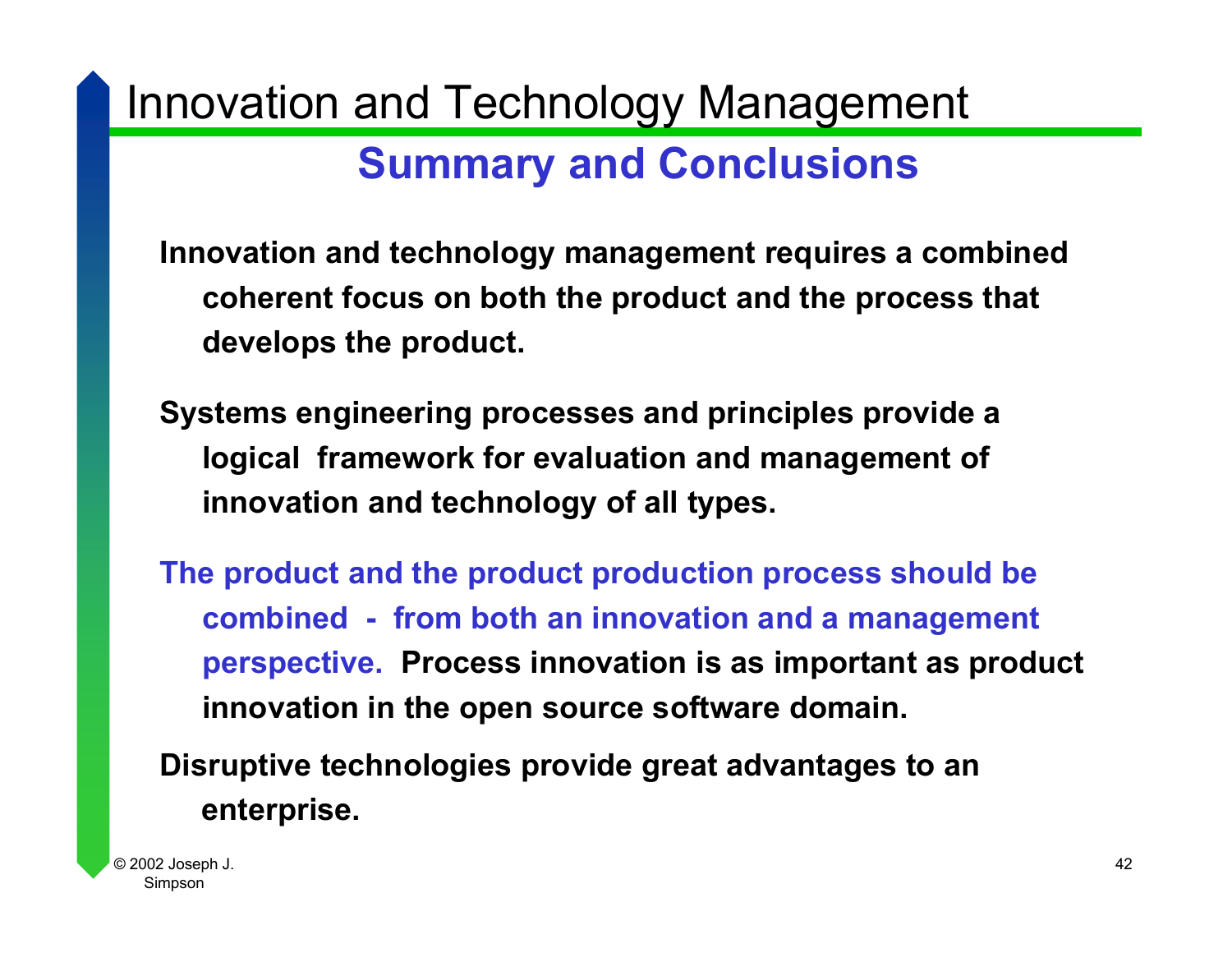# Innovation and Technology Management

## Summary and Conclusions

**Innovation and technology management requires a combined coherent focus on both the product and the process that develops the product.**

**Systems engineering processes and principles provide a logical framework for evaluation and management of innovation and technology of all types.**

**The product and the product production process should be combined - from both an innovation and a management perspective. Process innovation is as important as product innovation in the open source software domain.**

**Disruptive technologies provide great advantages to an enterprise.**

© 2002 Joseph J. Simpson